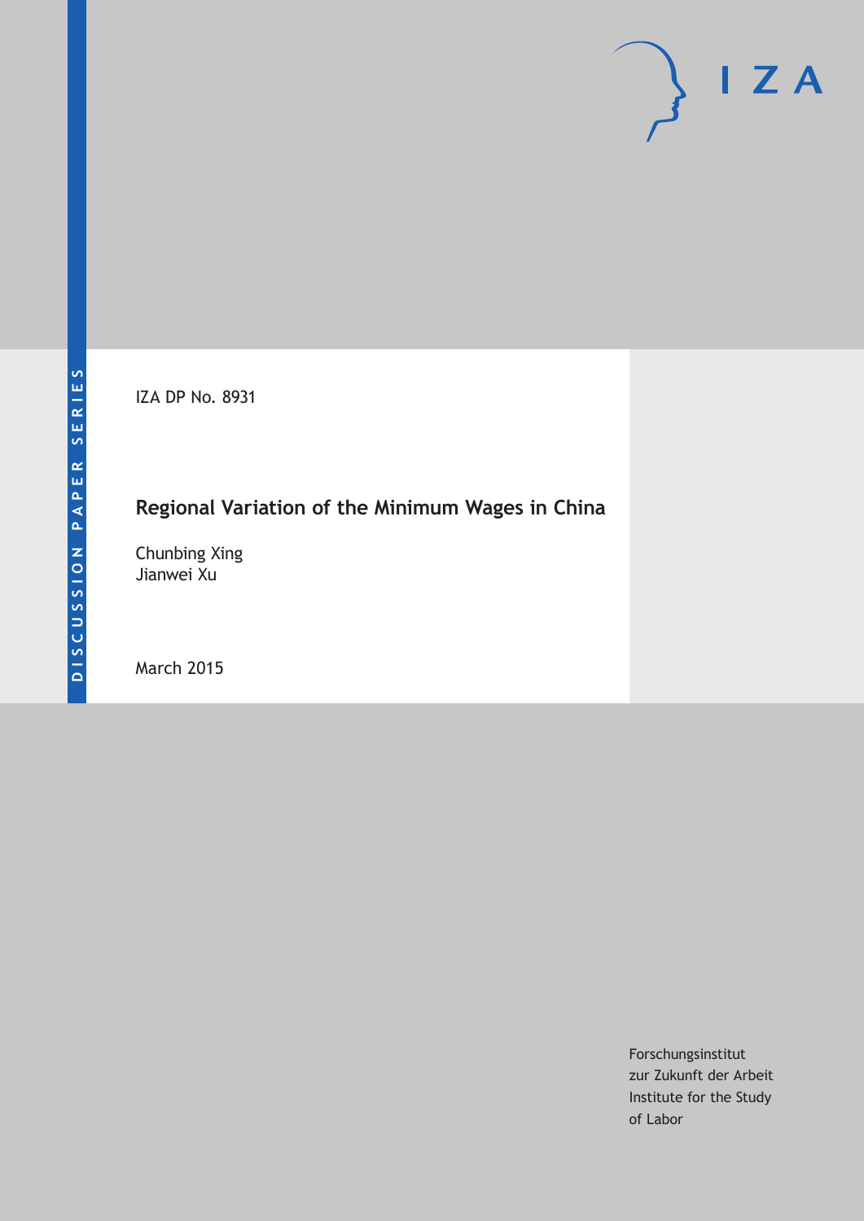DISCUSSION PAPER SERIES

IZA DP No. 8931

# Regional Variation of the Minimum Wages in China

Chunbing Xing
Jianwei Xu

March 2015

Forschungsinstitut
zur Zukunft der Arbeit
Institute for the Study
of Labor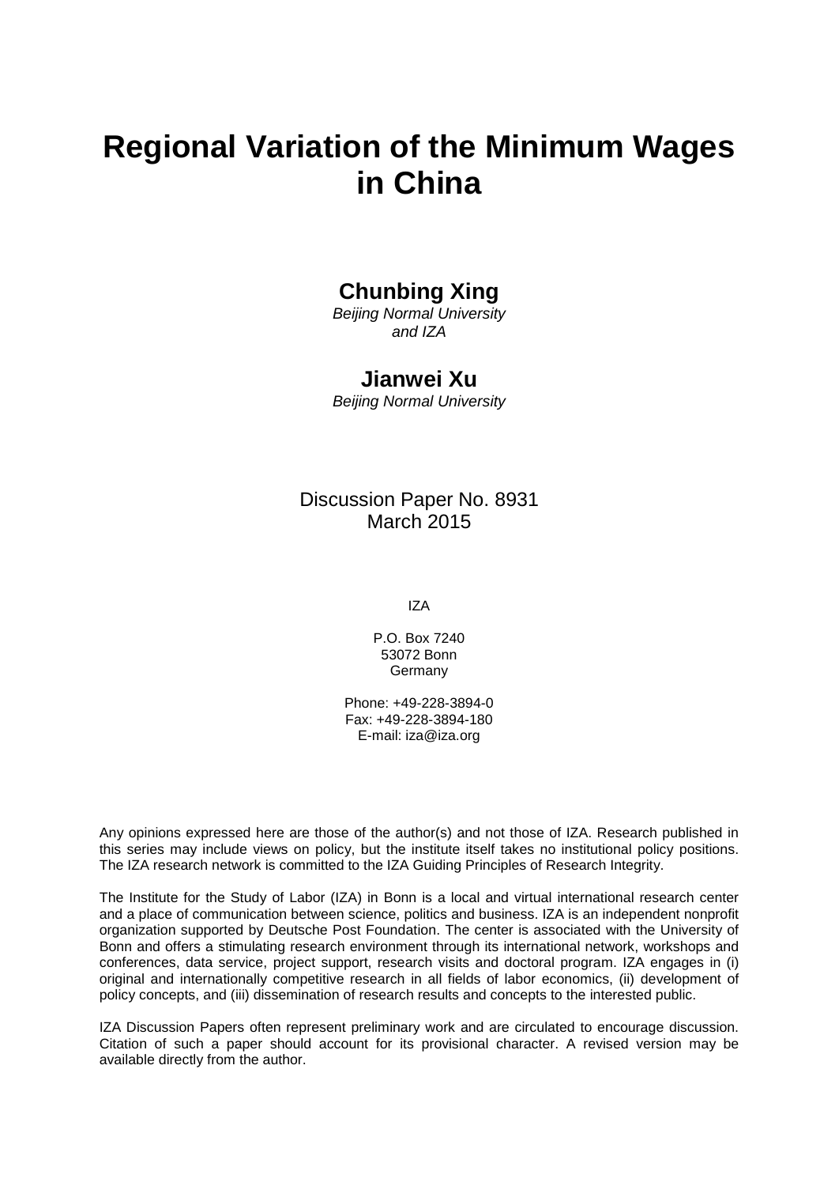# Regional Variation of the Minimum Wages in China

## Chunbing Xing

*Beijing Normal University and IZA*

## Jianwei Xu

*Beijing Normal University*

Discussion Paper No. 8931
March 2015

IZA

P.O. Box 7240
53072 Bonn
Germany

Phone: +49-228-3894-0
Fax: +49-228-3894-180
E-mail: iza@iza.org

Any opinions expressed here are those of the author(s) and not those of IZA. Research published in this series may include views on policy, but the institute itself takes no institutional policy positions. The IZA research network is committed to the IZA Guiding Principles of Research Integrity.

The Institute for the Study of Labor (IZA) in Bonn is a local and virtual international research center and a place of communication between science, politics and business. IZA is an independent nonprofit organization supported by Deutsche Post Foundation. The center is associated with the University of Bonn and offers a stimulating research environment through its international network, workshops and conferences, data service, project support, research visits and doctoral program. IZA engages in (i) original and internationally competitive research in all fields of labor economics, (ii) development of policy concepts, and (iii) dissemination of research results and concepts to the interested public.

IZA Discussion Papers often represent preliminary work and are circulated to encourage discussion. Citation of such a paper should account for its provisional character. A revised version may be available directly from the author.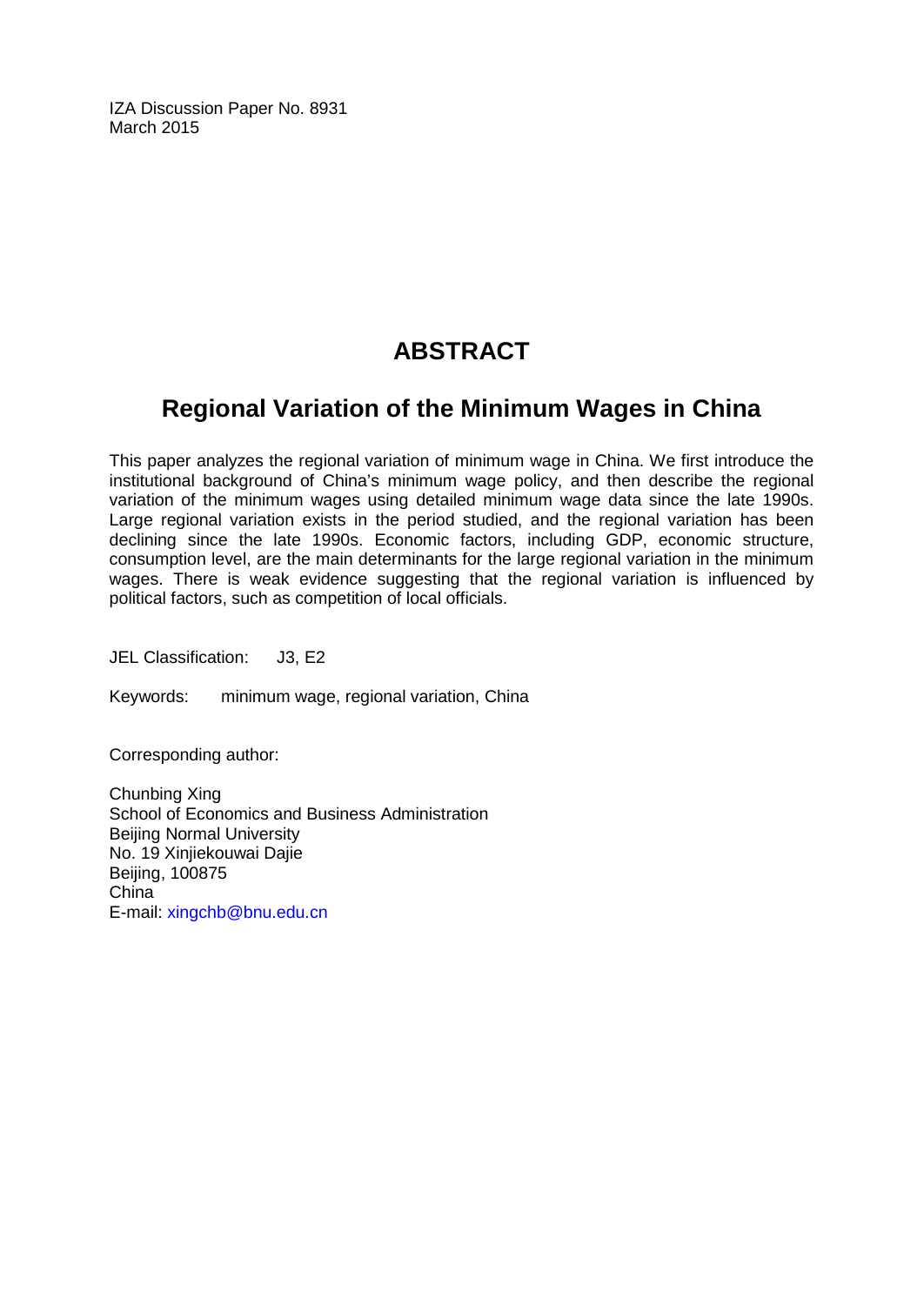IZA Discussion Paper No. 8931
March 2015

# ABSTRACT

## Regional Variation of the Minimum Wages in China

This paper analyzes the regional variation of minimum wage in China. We first introduce the institutional background of China's minimum wage policy, and then describe the regional variation of the minimum wages using detailed minimum wage data since the late 1990s. Large regional variation exists in the period studied, and the regional variation has been declining since the late 1990s. Economic factors, including GDP, economic structure, consumption level, are the main determinants for the large regional variation in the minimum wages. There is weak evidence suggesting that the regional variation is influenced by political factors, such as competition of local officials.

JEL Classification: J3, E2

Keywords: minimum wage, regional variation, China

Corresponding author:

Chunbing Xing
School of Economics and Business Administration
Beijing Normal University
No. 19 Xinjiekouwai Dajie
Beijing, 100875
China
E-mail: xingchb@bnu.edu.cn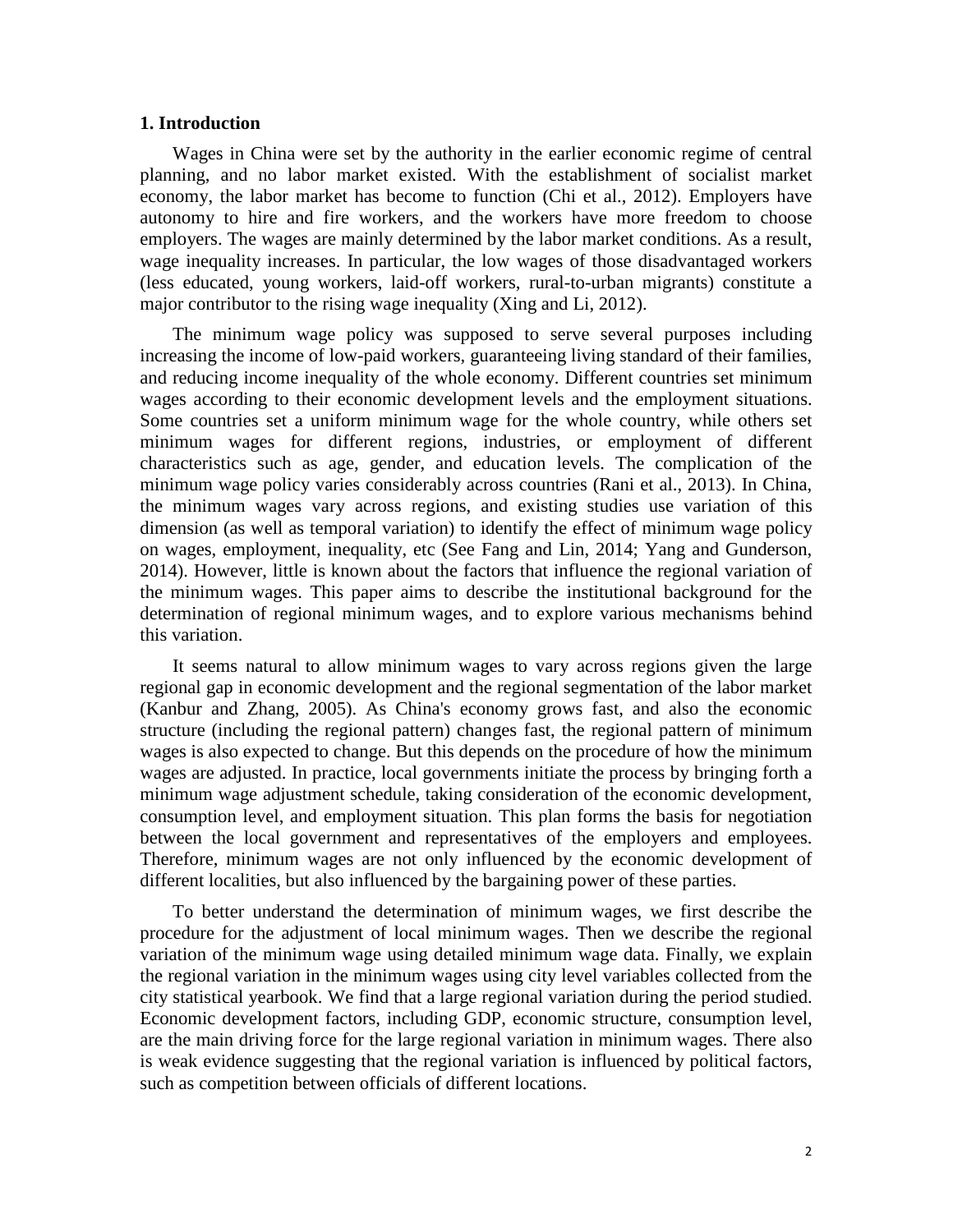## 1. Introduction

Wages in China were set by the authority in the earlier economic regime of central planning, and no labor market existed. With the establishment of socialist market economy, the labor market has become to function (Chi et al., 2012). Employers have autonomy to hire and fire workers, and the workers have more freedom to choose employers. The wages are mainly determined by the labor market conditions. As a result, wage inequality increases. In particular, the low wages of those disadvantaged workers (less educated, young workers, laid-off workers, rural-to-urban migrants) constitute a major contributor to the rising wage inequality (Xing and Li, 2012).

The minimum wage policy was supposed to serve several purposes including increasing the income of low-paid workers, guaranteeing living standard of their families, and reducing income inequality of the whole economy. Different countries set minimum wages according to their economic development levels and the employment situations. Some countries set a uniform minimum wage for the whole country, while others set minimum wages for different regions, industries, or employment of different characteristics such as age, gender, and education levels. The complication of the minimum wage policy varies considerably across countries (Rani et al., 2013). In China, the minimum wages vary across regions, and existing studies use variation of this dimension (as well as temporal variation) to identify the effect of minimum wage policy on wages, employment, inequality, etc (See Fang and Lin, 2014; Yang and Gunderson, 2014). However, little is known about the factors that influence the regional variation of the minimum wages. This paper aims to describe the institutional background for the determination of regional minimum wages, and to explore various mechanisms behind this variation.

It seems natural to allow minimum wages to vary across regions given the large regional gap in economic development and the regional segmentation of the labor market (Kanbur and Zhang, 2005). As China's economy grows fast, and also the economic structure (including the regional pattern) changes fast, the regional pattern of minimum wages is also expected to change. But this depends on the procedure of how the minimum wages are adjusted. In practice, local governments initiate the process by bringing forth a minimum wage adjustment schedule, taking consideration of the economic development, consumption level, and employment situation. This plan forms the basis for negotiation between the local government and representatives of the employers and employees. Therefore, minimum wages are not only influenced by the economic development of different localities, but also influenced by the bargaining power of these parties.

To better understand the determination of minimum wages, we first describe the procedure for the adjustment of local minimum wages. Then we describe the regional variation of the minimum wage using detailed minimum wage data. Finally, we explain the regional variation in the minimum wages using city level variables collected from the city statistical yearbook. We find that a large regional variation during the period studied. Economic development factors, including GDP, economic structure, consumption level, are the main driving force for the large regional variation in minimum wages. There also is weak evidence suggesting that the regional variation is influenced by political factors, such as competition between officials of different locations.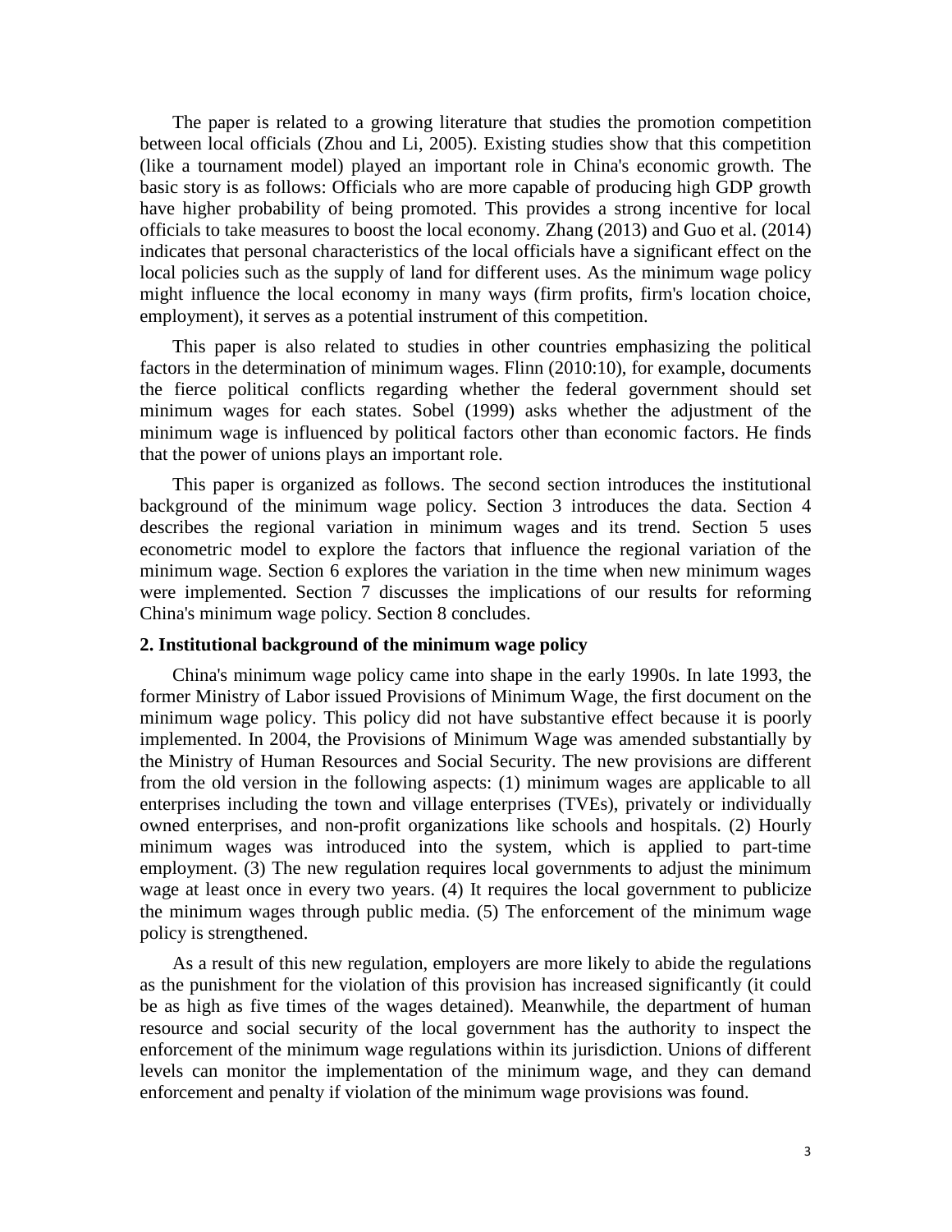The paper is related to a growing literature that studies the promotion competition between local officials (Zhou and Li, 2005). Existing studies show that this competition (like a tournament model) played an important role in China's economic growth. The basic story is as follows: Officials who are more capable of producing high GDP growth have higher probability of being promoted. This provides a strong incentive for local officials to take measures to boost the local economy. Zhang (2013) and Guo et al. (2014) indicates that personal characteristics of the local officials have a significant effect on the local policies such as the supply of land for different uses. As the minimum wage policy might influence the local economy in many ways (firm profits, firm's location choice, employment), it serves as a potential instrument of this competition.

This paper is also related to studies in other countries emphasizing the political factors in the determination of minimum wages. Flinn (2010:10), for example, documents the fierce political conflicts regarding whether the federal government should set minimum wages for each states. Sobel (1999) asks whether the adjustment of the minimum wage is influenced by political factors other than economic factors. He finds that the power of unions plays an important role.

This paper is organized as follows. The second section introduces the institutional background of the minimum wage policy. Section 3 introduces the data. Section 4 describes the regional variation in minimum wages and its trend. Section 5 uses econometric model to explore the factors that influence the regional variation of the minimum wage. Section 6 explores the variation in the time when new minimum wages were implemented. Section 7 discusses the implications of our results for reforming China's minimum wage policy. Section 8 concludes.

## 2. Institutional background of the minimum wage policy

China's minimum wage policy came into shape in the early 1990s. In late 1993, the former Ministry of Labor issued Provisions of Minimum Wage, the first document on the minimum wage policy. This policy did not have substantive effect because it is poorly implemented. In 2004, the Provisions of Minimum Wage was amended substantially by the Ministry of Human Resources and Social Security. The new provisions are different from the old version in the following aspects: (1) minimum wages are applicable to all enterprises including the town and village enterprises (TVEs), privately or individually owned enterprises, and non-profit organizations like schools and hospitals. (2) Hourly minimum wages was introduced into the system, which is applied to part-time employment. (3) The new regulation requires local governments to adjust the minimum wage at least once in every two years. (4) It requires the local government to publicize the minimum wages through public media. (5) The enforcement of the minimum wage policy is strengthened.

As a result of this new regulation, employers are more likely to abide the regulations as the punishment for the violation of this provision has increased significantly (it could be as high as five times of the wages detained). Meanwhile, the department of human resource and social security of the local government has the authority to inspect the enforcement of the minimum wage regulations within its jurisdiction. Unions of different levels can monitor the implementation of the minimum wage, and they can demand enforcement and penalty if violation of the minimum wage provisions was found.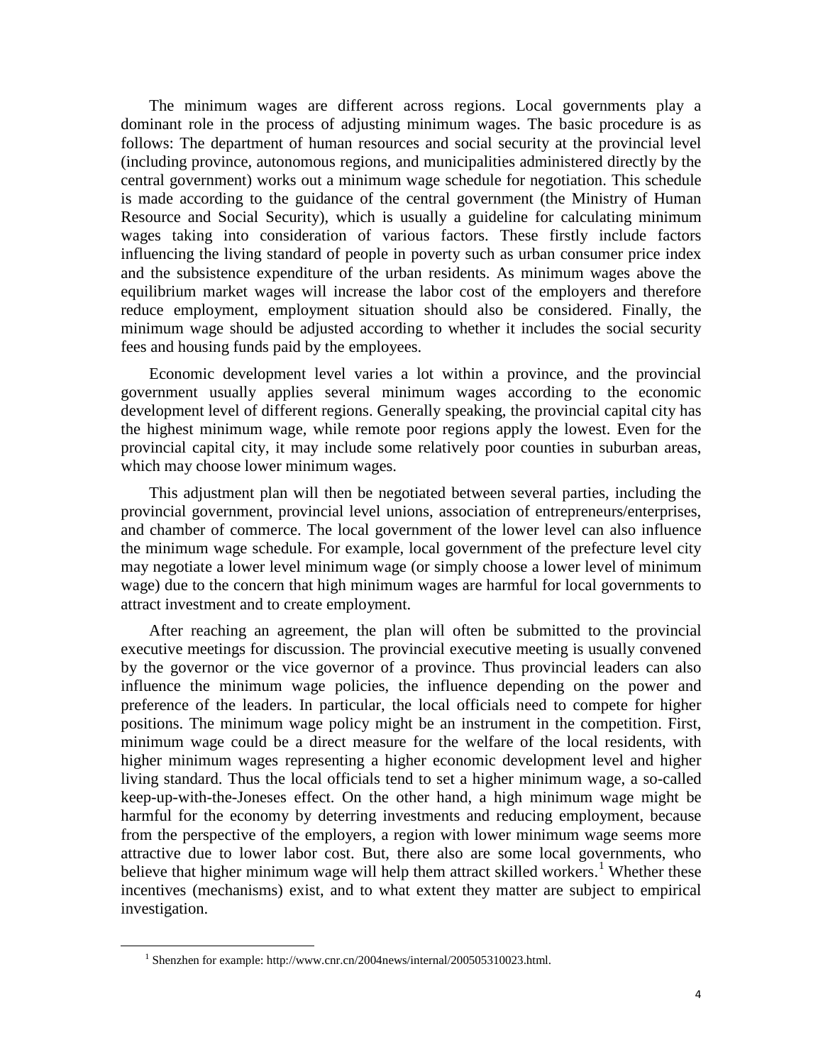The minimum wages are different across regions. Local governments play a dominant role in the process of adjusting minimum wages. The basic procedure is as follows: The department of human resources and social security at the provincial level (including province, autonomous regions, and municipalities administered directly by the central government) works out a minimum wage schedule for negotiation. This schedule is made according to the guidance of the central government (the Ministry of Human Resource and Social Security), which is usually a guideline for calculating minimum wages taking into consideration of various factors. These firstly include factors influencing the living standard of people in poverty such as urban consumer price index and the subsistence expenditure of the urban residents. As minimum wages above the equilibrium market wages will increase the labor cost of the employers and therefore reduce employment, employment situation should also be considered. Finally, the minimum wage should be adjusted according to whether it includes the social security fees and housing funds paid by the employees.

Economic development level varies a lot within a province, and the provincial government usually applies several minimum wages according to the economic development level of different regions. Generally speaking, the provincial capital city has the highest minimum wage, while remote poor regions apply the lowest. Even for the provincial capital city, it may include some relatively poor counties in suburban areas, which may choose lower minimum wages.

This adjustment plan will then be negotiated between several parties, including the provincial government, provincial level unions, association of entrepreneurs/enterprises, and chamber of commerce. The local government of the lower level can also influence the minimum wage schedule. For example, local government of the prefecture level city may negotiate a lower level minimum wage (or simply choose a lower level of minimum wage) due to the concern that high minimum wages are harmful for local governments to attract investment and to create employment.

After reaching an agreement, the plan will often be submitted to the provincial executive meetings for discussion. The provincial executive meeting is usually convened by the governor or the vice governor of a province. Thus provincial leaders can also influence the minimum wage policies, the influence depending on the power and preference of the leaders. In particular, the local officials need to compete for higher positions. The minimum wage policy might be an instrument in the competition. First, minimum wage could be a direct measure for the welfare of the local residents, with higher minimum wages representing a higher economic development level and higher living standard. Thus the local officials tend to set a higher minimum wage, a so-called keep-up-with-the-Joneses effect. On the other hand, a high minimum wage might be harmful for the economy by deterring investments and reducing employment, because from the perspective of the employers, a region with lower minimum wage seems more attractive due to lower labor cost. But, there also are some local governments, who believe that higher minimum wage will help them attract skilled workers.[1] Whether these incentives (mechanisms) exist, and to what extent they matter are subject to empirical investigation.

[1] Shenzhen for example: http://www.cnr.cn/2004news/internal/200505310023.html.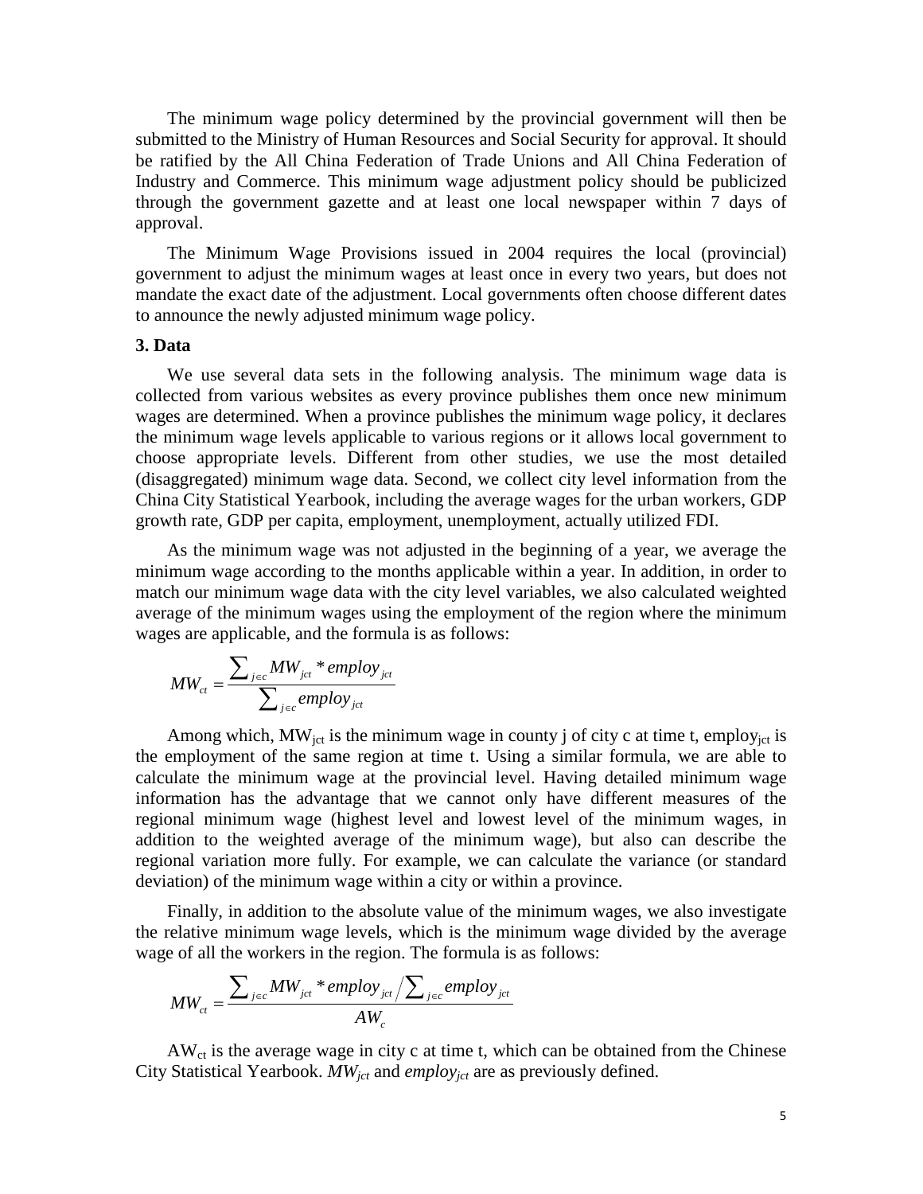The minimum wage policy determined by the provincial government will then be submitted to the Ministry of Human Resources and Social Security for approval. It should be ratified by the All China Federation of Trade Unions and All China Federation of Industry and Commerce. This minimum wage adjustment policy should be publicized through the government gazette and at least one local newspaper within 7 days of approval.

The Minimum Wage Provisions issued in 2004 requires the local (provincial) government to adjust the minimum wages at least once in every two years, but does not mandate the exact date of the adjustment. Local governments often choose different dates to announce the newly adjusted minimum wage policy.

### 3. Data

We use several data sets in the following analysis. The minimum wage data is collected from various websites as every province publishes them once new minimum wages are determined. When a province publishes the minimum wage policy, it declares the minimum wage levels applicable to various regions or it allows local government to choose appropriate levels. Different from other studies, we use the most detailed (disaggregated) minimum wage data. Second, we collect city level information from the China City Statistical Yearbook, including the average wages for the urban workers, GDP growth rate, GDP per capita, employment, unemployment, actually utilized FDI.

As the minimum wage was not adjusted in the beginning of a year, we average the minimum wage according to the months applicable within a year. In addition, in order to match our minimum wage data with the city level variables, we also calculated weighted average of the minimum wages using the employment of the region where the minimum wages are applicable, and the formula is as follows:

$$MW_{ct} = \frac{\sum_{j \in c} MW_{jct} * employ_{jct}}{\sum_{j \in c} employ_{jct}}$$

Among which, $MW_{jct}$ is the minimum wage in county j of city c at time t, $employ_{jct}$ is the employment of the same region at time t. Using a similar formula, we are able to calculate the minimum wage at the provincial level. Having detailed minimum wage information has the advantage that we cannot only have different measures of the regional minimum wage (highest level and lowest level of the minimum wages, in addition to the weighted average of the minimum wage), but also can describe the regional variation more fully. For example, we can calculate the variance (or standard deviation) of the minimum wage within a city or within a province.

Finally, in addition to the absolute value of the minimum wages, we also investigate the relative minimum wage levels, which is the minimum wage divided by the average wage of all the workers in the region. The formula is as follows:

$$MW_{ct} = \frac{\sum_{j \in c} MW_{jct} * employ_{jct} \Big/ \sum_{j \in c} employ_{jct}}{AW_c}$$

$AW_{ct}$ is the average wage in city c at time t, which can be obtained from the Chinese City Statistical Yearbook. $MW_{jct}$ and $employ_{jct}$ are as previously defined.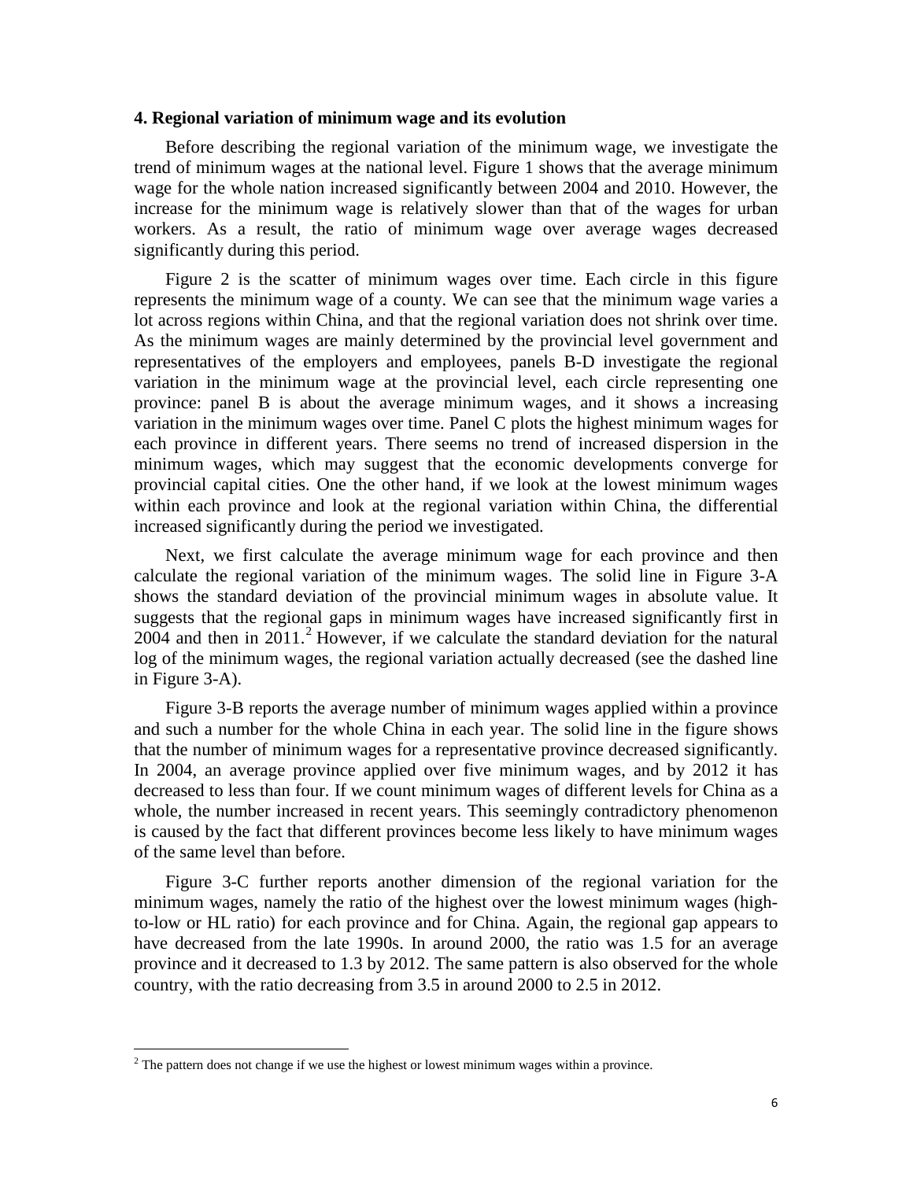### 4. Regional variation of minimum wage and its evolution

Before describing the regional variation of the minimum wage, we investigate the trend of minimum wages at the national level. Figure 1 shows that the average minimum wage for the whole nation increased significantly between 2004 and 2010. However, the increase for the minimum wage is relatively slower than that of the wages for urban workers. As a result, the ratio of minimum wage over average wages decreased significantly during this period.

Figure 2 is the scatter of minimum wages over time. Each circle in this figure represents the minimum wage of a county. We can see that the minimum wage varies a lot across regions within China, and that the regional variation does not shrink over time. As the minimum wages are mainly determined by the provincial level government and representatives of the employers and employees, panels B-D investigate the regional variation in the minimum wage at the provincial level, each circle representing one province: panel B is about the average minimum wages, and it shows a increasing variation in the minimum wages over time. Panel C plots the highest minimum wages for each province in different years. There seems no trend of increased dispersion in the minimum wages, which may suggest that the economic developments converge for provincial capital cities. One the other hand, if we look at the lowest minimum wages within each province and look at the regional variation within China, the differential increased significantly during the period we investigated.

Next, we first calculate the average minimum wage for each province and then calculate the regional variation of the minimum wages. The solid line in Figure 3-A shows the standard deviation of the provincial minimum wages in absolute value. It suggests that the regional gaps in minimum wages have increased significantly first in 2004 and then in 2011.[2] However, if we calculate the standard deviation for the natural log of the minimum wages, the regional variation actually decreased (see the dashed line in Figure 3-A).

Figure 3-B reports the average number of minimum wages applied within a province and such a number for the whole China in each year. The solid line in the figure shows that the number of minimum wages for a representative province decreased significantly. In 2004, an average province applied over five minimum wages, and by 2012 it has decreased to less than four. If we count minimum wages of different levels for China as a whole, the number increased in recent years. This seemingly contradictory phenomenon is caused by the fact that different provinces become less likely to have minimum wages of the same level than before.

Figure 3-C further reports another dimension of the regional variation for the minimum wages, namely the ratio of the highest over the lowest minimum wages (high-to-low or HL ratio) for each province and for China. Again, the regional gap appears to have decreased from the late 1990s. In around 2000, the ratio was 1.5 for an average province and it decreased to 1.3 by 2012. The same pattern is also observed for the whole country, with the ratio decreasing from 3.5 in around 2000 to 2.5 in 2012.

[2] The pattern does not change if we use the highest or lowest minimum wages within a province.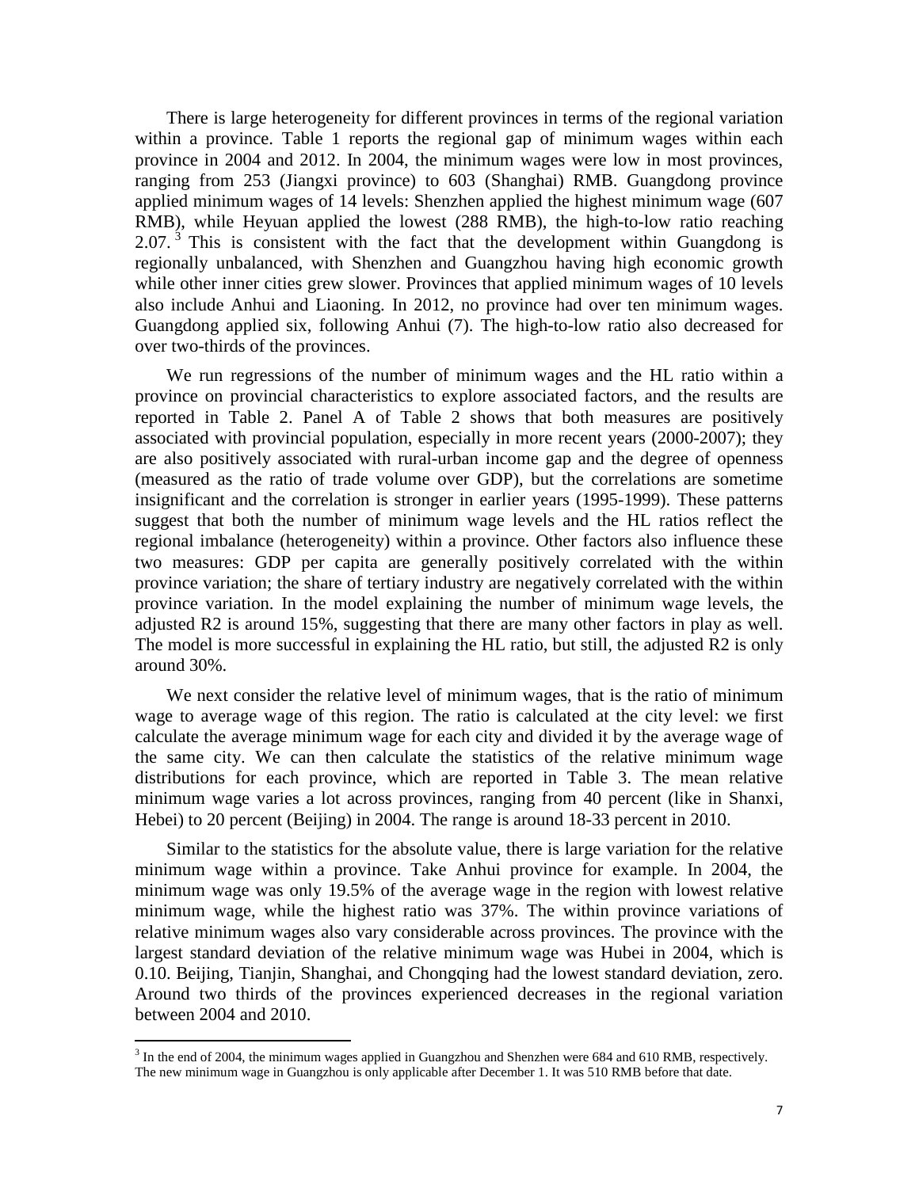There is large heterogeneity for different provinces in terms of the regional variation within a province. Table 1 reports the regional gap of minimum wages within each province in 2004 and 2012. In 2004, the minimum wages were low in most provinces, ranging from 253 (Jiangxi province) to 603 (Shanghai) RMB. Guangdong province applied minimum wages of 14 levels: Shenzhen applied the highest minimum wage (607 RMB), while Heyuan applied the lowest (288 RMB), the high-to-low ratio reaching 2.07.[3] This is consistent with the fact that the development within Guangdong is regionally unbalanced, with Shenzhen and Guangzhou having high economic growth while other inner cities grew slower. Provinces that applied minimum wages of 10 levels also include Anhui and Liaoning. In 2012, no province had over ten minimum wages. Guangdong applied six, following Anhui (7). The high-to-low ratio also decreased for over two-thirds of the provinces.

We run regressions of the number of minimum wages and the HL ratio within a province on provincial characteristics to explore associated factors, and the results are reported in Table 2. Panel A of Table 2 shows that both measures are positively associated with provincial population, especially in more recent years (2000-2007); they are also positively associated with rural-urban income gap and the degree of openness (measured as the ratio of trade volume over GDP), but the correlations are sometime insignificant and the correlation is stronger in earlier years (1995-1999). These patterns suggest that both the number of minimum wage levels and the HL ratios reflect the regional imbalance (heterogeneity) within a province. Other factors also influence these two measures: GDP per capita are generally positively correlated with the within province variation; the share of tertiary industry are negatively correlated with the within province variation. In the model explaining the number of minimum wage levels, the adjusted R2 is around 15%, suggesting that there are many other factors in play as well. The model is more successful in explaining the HL ratio, but still, the adjusted R2 is only around 30%.

We next consider the relative level of minimum wages, that is the ratio of minimum wage to average wage of this region. The ratio is calculated at the city level: we first calculate the average minimum wage for each city and divided it by the average wage of the same city. We can then calculate the statistics of the relative minimum wage distributions for each province, which are reported in Table 3. The mean relative minimum wage varies a lot across provinces, ranging from 40 percent (like in Shanxi, Hebei) to 20 percent (Beijing) in 2004. The range is around 18-33 percent in 2010.

Similar to the statistics for the absolute value, there is large variation for the relative minimum wage within a province. Take Anhui province for example. In 2004, the minimum wage was only 19.5% of the average wage in the region with lowest relative minimum wage, while the highest ratio was 37%. The within province variations of relative minimum wages also vary considerable across provinces. The province with the largest standard deviation of the relative minimum wage was Hubei in 2004, which is 0.10. Beijing, Tianjin, Shanghai, and Chongqing had the lowest standard deviation, zero. Around two thirds of the provinces experienced decreases in the regional variation between 2004 and 2010.

[3] In the end of 2004, the minimum wages applied in Guangzhou and Shenzhen were 684 and 610 RMB, respectively. The new minimum wage in Guangzhou is only applicable after December 1. It was 510 RMB before that date.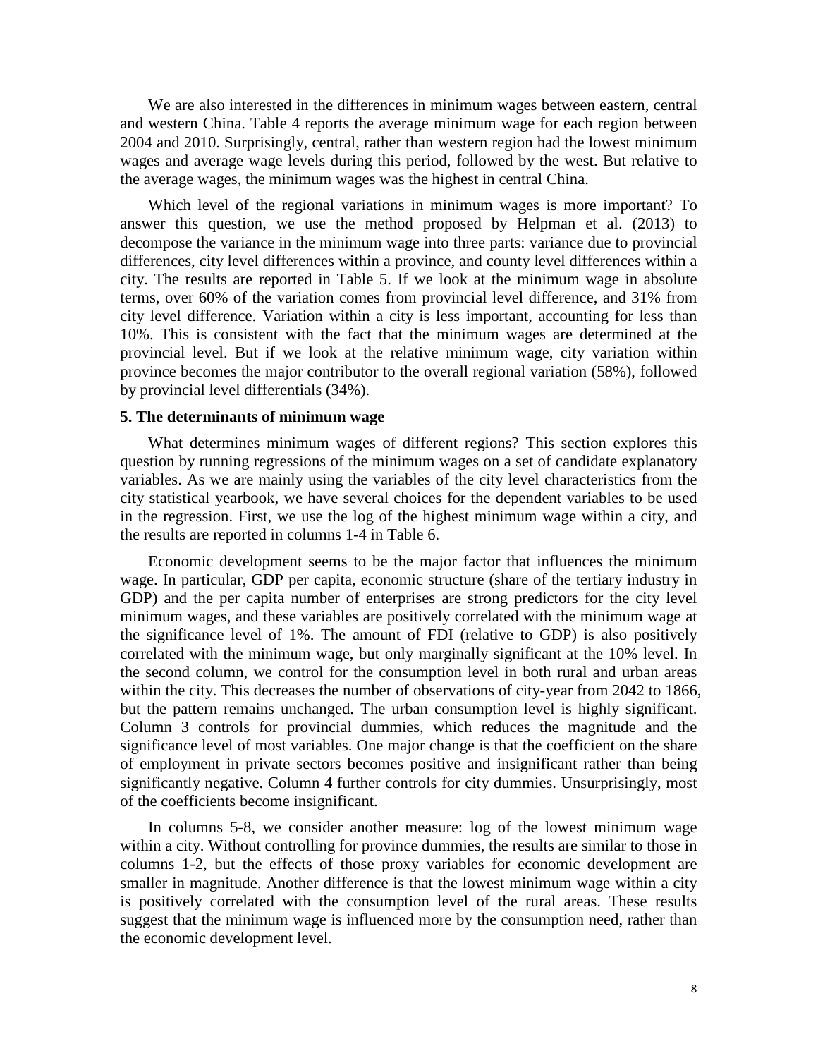We are also interested in the differences in minimum wages between eastern, central and western China. Table 4 reports the average minimum wage for each region between 2004 and 2010. Surprisingly, central, rather than western region had the lowest minimum wages and average wage levels during this period, followed by the west. But relative to the average wages, the minimum wages was the highest in central China.

Which level of the regional variations in minimum wages is more important? To answer this question, we use the method proposed by Helpman et al. (2013) to decompose the variance in the minimum wage into three parts: variance due to provincial differences, city level differences within a province, and county level differences within a city. The results are reported in Table 5. If we look at the minimum wage in absolute terms, over 60% of the variation comes from provincial level difference, and 31% from city level difference. Variation within a city is less important, accounting for less than 10%. This is consistent with the fact that the minimum wages are determined at the provincial level. But if we look at the relative minimum wage, city variation within province becomes the major contributor to the overall regional variation (58%), followed by provincial level differentials (34%).

## 5. The determinants of minimum wage

What determines minimum wages of different regions? This section explores this question by running regressions of the minimum wages on a set of candidate explanatory variables. As we are mainly using the variables of the city level characteristics from the city statistical yearbook, we have several choices for the dependent variables to be used in the regression. First, we use the log of the highest minimum wage within a city, and the results are reported in columns 1-4 in Table 6.

Economic development seems to be the major factor that influences the minimum wage. In particular, GDP per capita, economic structure (share of the tertiary industry in GDP) and the per capita number of enterprises are strong predictors for the city level minimum wages, and these variables are positively correlated with the minimum wage at the significance level of 1%. The amount of FDI (relative to GDP) is also positively correlated with the minimum wage, but only marginally significant at the 10% level. In the second column, we control for the consumption level in both rural and urban areas within the city. This decreases the number of observations of city-year from 2042 to 1866, but the pattern remains unchanged. The urban consumption level is highly significant. Column 3 controls for provincial dummies, which reduces the magnitude and the significance level of most variables. One major change is that the coefficient on the share of employment in private sectors becomes positive and insignificant rather than being significantly negative. Column 4 further controls for city dummies. Unsurprisingly, most of the coefficients become insignificant.

In columns 5-8, we consider another measure: log of the lowest minimum wage within a city. Without controlling for province dummies, the results are similar to those in columns 1-2, but the effects of those proxy variables for economic development are smaller in magnitude. Another difference is that the lowest minimum wage within a city is positively correlated with the consumption level of the rural areas. These results suggest that the minimum wage is influenced more by the consumption need, rather than the economic development level.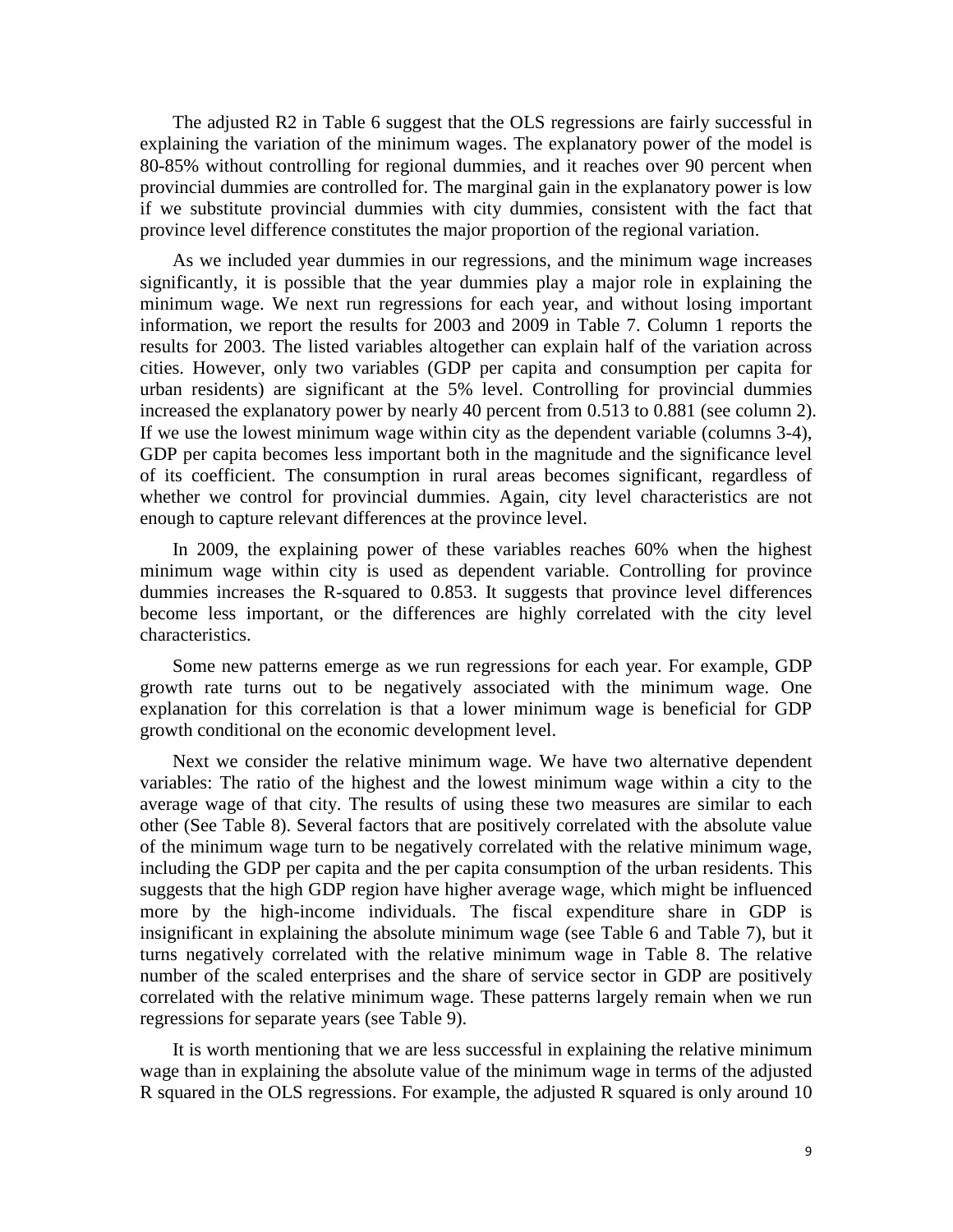The adjusted R2 in Table 6 suggest that the OLS regressions are fairly successful in explaining the variation of the minimum wages. The explanatory power of the model is 80-85% without controlling for regional dummies, and it reaches over 90 percent when provincial dummies are controlled for. The marginal gain in the explanatory power is low if we substitute provincial dummies with city dummies, consistent with the fact that province level difference constitutes the major proportion of the regional variation.

As we included year dummies in our regressions, and the minimum wage increases significantly, it is possible that the year dummies play a major role in explaining the minimum wage. We next run regressions for each year, and without losing important information, we report the results for 2003 and 2009 in Table 7. Column 1 reports the results for 2003. The listed variables altogether can explain half of the variation across cities. However, only two variables (GDP per capita and consumption per capita for urban residents) are significant at the 5% level. Controlling for provincial dummies increased the explanatory power by nearly 40 percent from 0.513 to 0.881 (see column 2). If we use the lowest minimum wage within city as the dependent variable (columns 3-4), GDP per capita becomes less important both in the magnitude and the significance level of its coefficient. The consumption in rural areas becomes significant, regardless of whether we control for provincial dummies. Again, city level characteristics are not enough to capture relevant differences at the province level.

In 2009, the explaining power of these variables reaches 60% when the highest minimum wage within city is used as dependent variable. Controlling for province dummies increases the R-squared to 0.853. It suggests that province level differences become less important, or the differences are highly correlated with the city level characteristics.

Some new patterns emerge as we run regressions for each year. For example, GDP growth rate turns out to be negatively associated with the minimum wage. One explanation for this correlation is that a lower minimum wage is beneficial for GDP growth conditional on the economic development level.

Next we consider the relative minimum wage. We have two alternative dependent variables: The ratio of the highest and the lowest minimum wage within a city to the average wage of that city. The results of using these two measures are similar to each other (See Table 8). Several factors that are positively correlated with the absolute value of the minimum wage turn to be negatively correlated with the relative minimum wage, including the GDP per capita and the per capita consumption of the urban residents. This suggests that the high GDP region have higher average wage, which might be influenced more by the high-income individuals. The fiscal expenditure share in GDP is insignificant in explaining the absolute minimum wage (see Table 6 and Table 7), but it turns negatively correlated with the relative minimum wage in Table 8. The relative number of the scaled enterprises and the share of service sector in GDP are positively correlated with the relative minimum wage. These patterns largely remain when we run regressions for separate years (see Table 9).

It is worth mentioning that we are less successful in explaining the relative minimum wage than in explaining the absolute value of the minimum wage in terms of the adjusted R squared in the OLS regressions. For example, the adjusted R squared is only around 10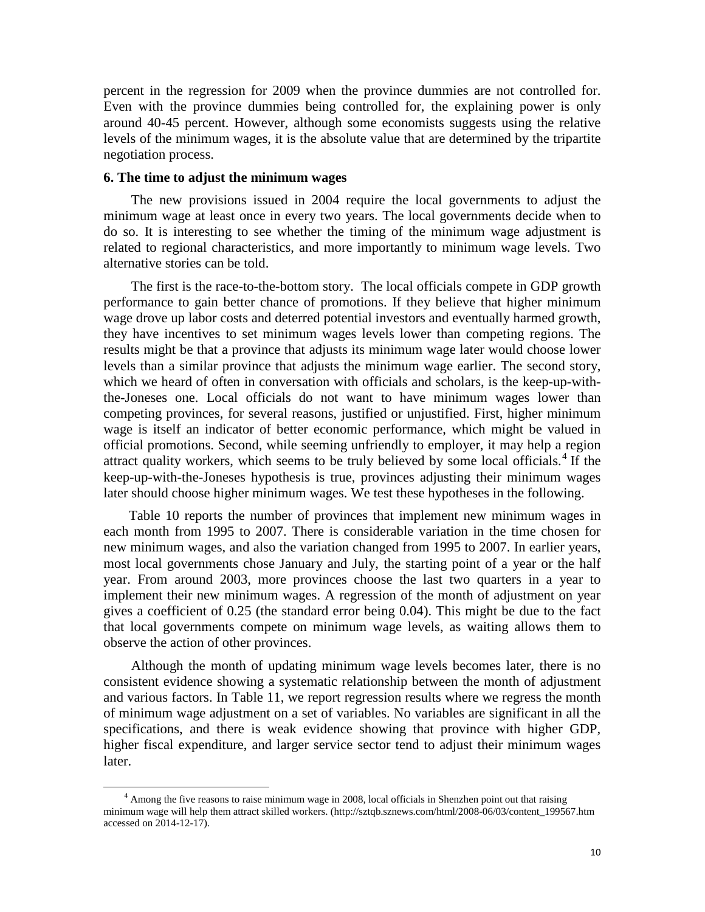percent in the regression for 2009 when the province dummies are not controlled for. Even with the province dummies being controlled for, the explaining power is only around 40-45 percent. However, although some economists suggests using the relative levels of the minimum wages, it is the absolute value that are determined by the tripartite negotiation process.

**6. The time to adjust the minimum wages**

The new provisions issued in 2004 require the local governments to adjust the minimum wage at least once in every two years. The local governments decide when to do so. It is interesting to see whether the timing of the minimum wage adjustment is related to regional characteristics, and more importantly to minimum wage levels. Two alternative stories can be told.

The first is the race-to-the-bottom story. The local officials compete in GDP growth performance to gain better chance of promotions. If they believe that higher minimum wage drove up labor costs and deterred potential investors and eventually harmed growth, they have incentives to set minimum wages levels lower than competing regions. The results might be that a province that adjusts its minimum wage later would choose lower levels than a similar province that adjusts the minimum wage earlier. The second story, which we heard of often in conversation with officials and scholars, is the keep-up-with-the-Joneses one. Local officials do not want to have minimum wages lower than competing provinces, for several reasons, justified or unjustified. First, higher minimum wage is itself an indicator of better economic performance, which might be valued in official promotions. Second, while seeming unfriendly to employer, it may help a region attract quality workers, which seems to be truly believed by some local officials.[4] If the keep-up-with-the-Joneses hypothesis is true, provinces adjusting their minimum wages later should choose higher minimum wages. We test these hypotheses in the following.

Table 10 reports the number of provinces that implement new minimum wages in each month from 1995 to 2007. There is considerable variation in the time chosen for new minimum wages, and also the variation changed from 1995 to 2007. In earlier years, most local governments chose January and July, the starting point of a year or the half year. From around 2003, more provinces choose the last two quarters in a year to implement their new minimum wages. A regression of the month of adjustment on year gives a coefficient of 0.25 (the standard error being 0.04). This might be due to the fact that local governments compete on minimum wage levels, as waiting allows them to observe the action of other provinces.

Although the month of updating minimum wage levels becomes later, there is no consistent evidence showing a systematic relationship between the month of adjustment and various factors. In Table 11, we report regression results where we regress the month of minimum wage adjustment on a set of variables. No variables are significant in all the specifications, and there is weak evidence showing that province with higher GDP, higher fiscal expenditure, and larger service sector tend to adjust their minimum wages later.

[4] Among the five reasons to raise minimum wage in 2008, local officials in Shenzhen point out that raising minimum wage will help them attract skilled workers. (http://sztqb.sznews.com/html/2008-06/03/content_199567.htm accessed on 2014-12-17).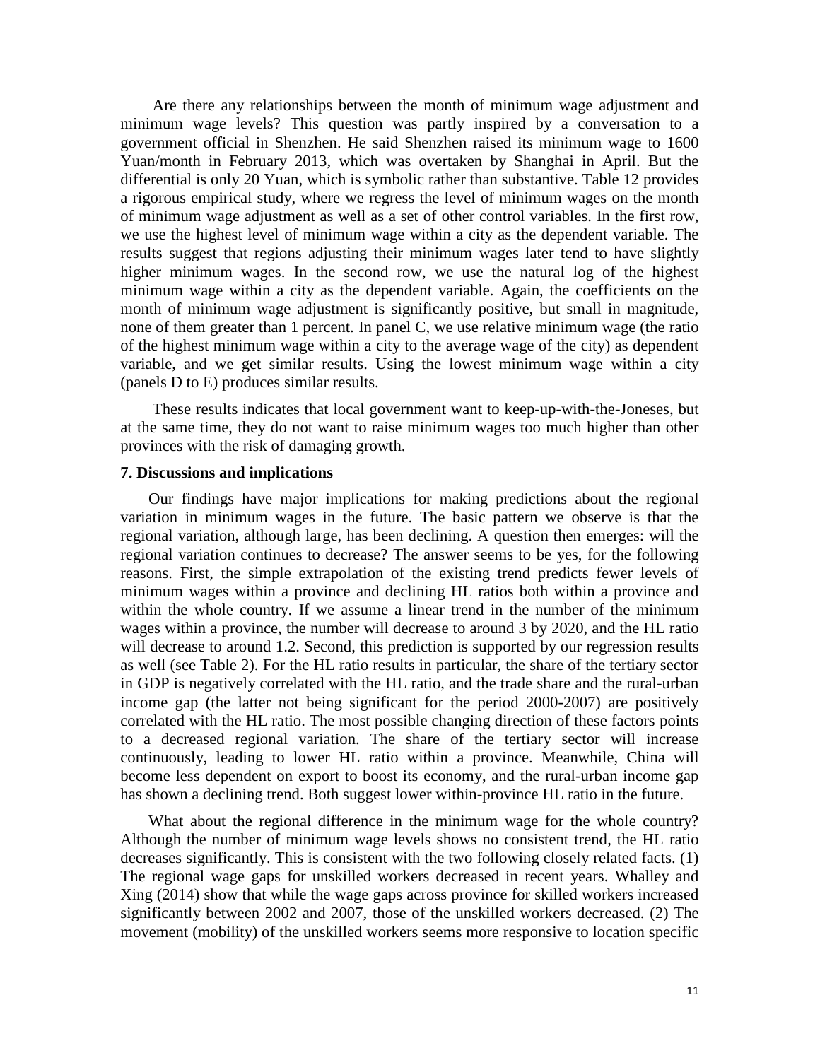Are there any relationships between the month of minimum wage adjustment and minimum wage levels? This question was partly inspired by a conversation to a government official in Shenzhen. He said Shenzhen raised its minimum wage to 1600 Yuan/month in February 2013, which was overtaken by Shanghai in April. But the differential is only 20 Yuan, which is symbolic rather than substantive. Table 12 provides a rigorous empirical study, where we regress the level of minimum wages on the month of minimum wage adjustment as well as a set of other control variables. In the first row, we use the highest level of minimum wage within a city as the dependent variable. The results suggest that regions adjusting their minimum wages later tend to have slightly higher minimum wages. In the second row, we use the natural log of the highest minimum wage within a city as the dependent variable. Again, the coefficients on the month of minimum wage adjustment is significantly positive, but small in magnitude, none of them greater than 1 percent. In panel C, we use relative minimum wage (the ratio of the highest minimum wage within a city to the average wage of the city) as dependent variable, and we get similar results. Using the lowest minimum wage within a city (panels D to E) produces similar results.

These results indicates that local government want to keep-up-with-the-Joneses, but at the same time, they do not want to raise minimum wages too much higher than other provinces with the risk of damaging growth.

## 7. Discussions and implications

Our findings have major implications for making predictions about the regional variation in minimum wages in the future. The basic pattern we observe is that the regional variation, although large, has been declining. A question then emerges: will the regional variation continues to decrease? The answer seems to be yes, for the following reasons. First, the simple extrapolation of the existing trend predicts fewer levels of minimum wages within a province and declining HL ratios both within a province and within the whole country. If we assume a linear trend in the number of the minimum wages within a province, the number will decrease to around 3 by 2020, and the HL ratio will decrease to around 1.2. Second, this prediction is supported by our regression results as well (see Table 2). For the HL ratio results in particular, the share of the tertiary sector in GDP is negatively correlated with the HL ratio, and the trade share and the rural-urban income gap (the latter not being significant for the period 2000-2007) are positively correlated with the HL ratio. The most possible changing direction of these factors points to a decreased regional variation. The share of the tertiary sector will increase continuously, leading to lower HL ratio within a province. Meanwhile, China will become less dependent on export to boost its economy, and the rural-urban income gap has shown a declining trend. Both suggest lower within-province HL ratio in the future.

What about the regional difference in the minimum wage for the whole country? Although the number of minimum wage levels shows no consistent trend, the HL ratio decreases significantly. This is consistent with the two following closely related facts. (1) The regional wage gaps for unskilled workers decreased in recent years. Whalley and Xing (2014) show that while the wage gaps across province for skilled workers increased significantly between 2002 and 2007, those of the unskilled workers decreased. (2) The movement (mobility) of the unskilled workers seems more responsive to location specific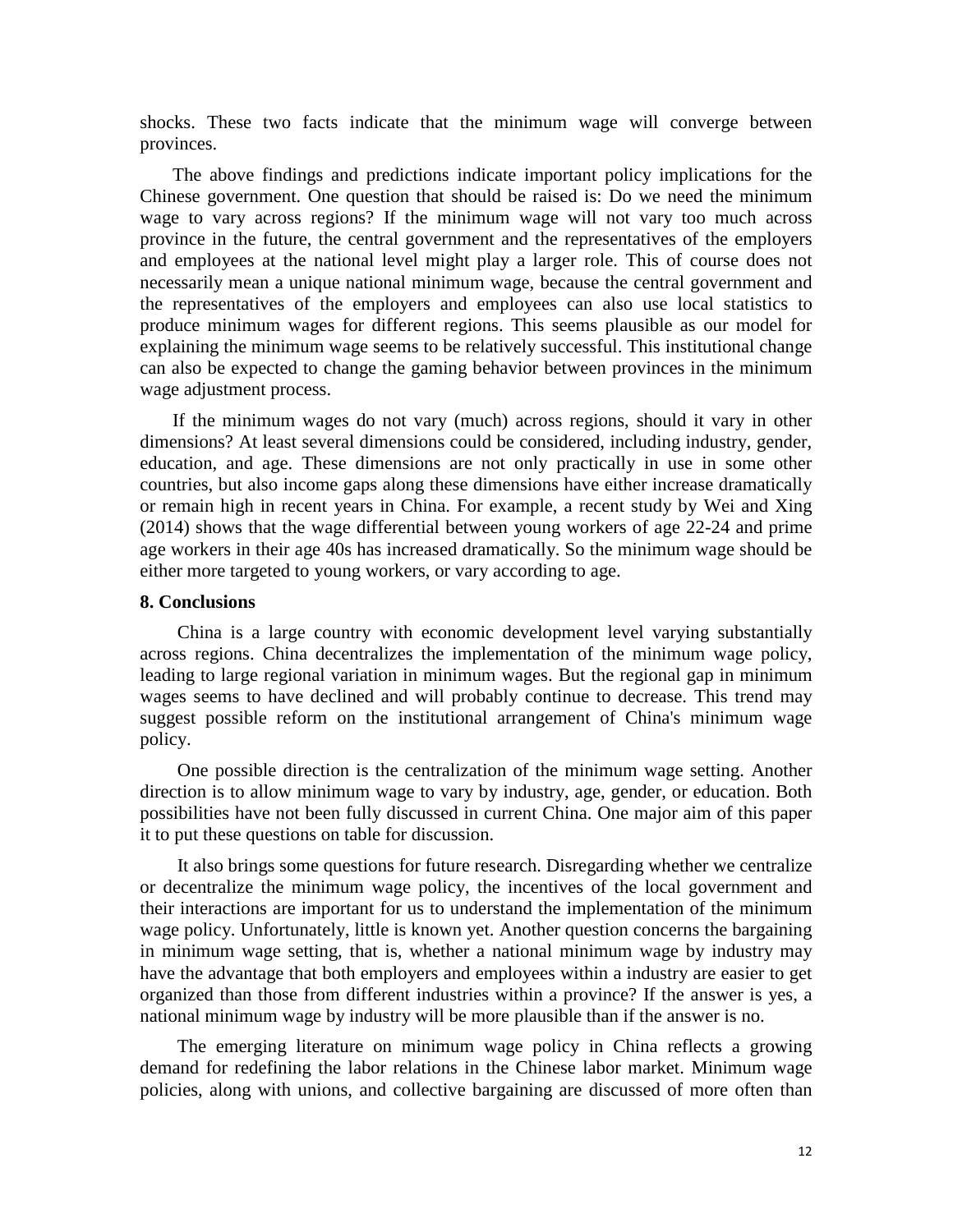shocks. These two facts indicate that the minimum wage will converge between provinces.

The above findings and predictions indicate important policy implications for the Chinese government. One question that should be raised is: Do we need the minimum wage to vary across regions? If the minimum wage will not vary too much across province in the future, the central government and the representatives of the employers and employees at the national level might play a larger role. This of course does not necessarily mean a unique national minimum wage, because the central government and the representatives of the employers and employees can also use local statistics to produce minimum wages for different regions. This seems plausible as our model for explaining the minimum wage seems to be relatively successful. This institutional change can also be expected to change the gaming behavior between provinces in the minimum wage adjustment process.

If the minimum wages do not vary (much) across regions, should it vary in other dimensions? At least several dimensions could be considered, including industry, gender, education, and age. These dimensions are not only practically in use in some other countries, but also income gaps along these dimensions have either increase dramatically or remain high in recent years in China. For example, a recent study by Wei and Xing (2014) shows that the wage differential between young workers of age 22-24 and prime age workers in their age 40s has increased dramatically. So the minimum wage should be either more targeted to young workers, or vary according to age.

## 8. Conclusions

China is a large country with economic development level varying substantially across regions. China decentralizes the implementation of the minimum wage policy, leading to large regional variation in minimum wages. But the regional gap in minimum wages seems to have declined and will probably continue to decrease. This trend may suggest possible reform on the institutional arrangement of China's minimum wage policy.

One possible direction is the centralization of the minimum wage setting. Another direction is to allow minimum wage to vary by industry, age, gender, or education. Both possibilities have not been fully discussed in current China. One major aim of this paper it to put these questions on table for discussion.

It also brings some questions for future research. Disregarding whether we centralize or decentralize the minimum wage policy, the incentives of the local government and their interactions are important for us to understand the implementation of the minimum wage policy. Unfortunately, little is known yet. Another question concerns the bargaining in minimum wage setting, that is, whether a national minimum wage by industry may have the advantage that both employers and employees within a industry are easier to get organized than those from different industries within a province? If the answer is yes, a national minimum wage by industry will be more plausible than if the answer is no.

The emerging literature on minimum wage policy in China reflects a growing demand for redefining the labor relations in the Chinese labor market. Minimum wage policies, along with unions, and collective bargaining are discussed of more often than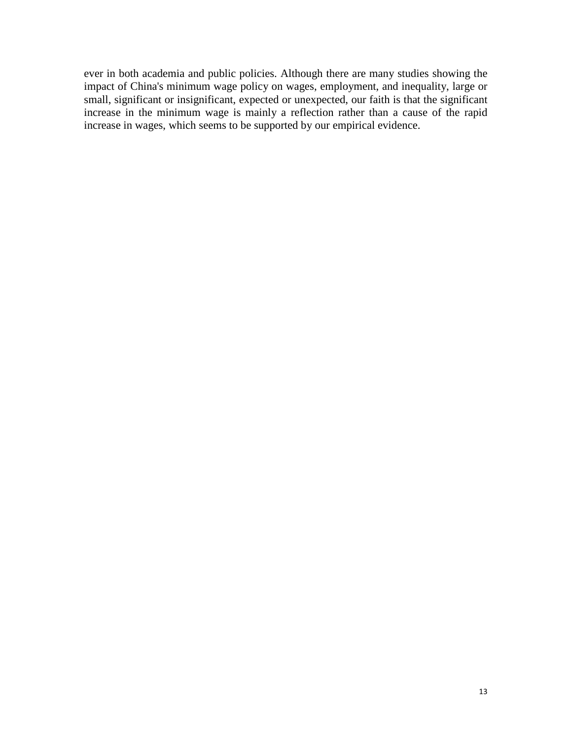ever in both academia and public policies. Although there are many studies showing the impact of China's minimum wage policy on wages, employment, and inequality, large or small, significant or insignificant, expected or unexpected, our faith is that the significant increase in the minimum wage is mainly a reflection rather than a cause of the rapid increase in wages, which seems to be supported by our empirical evidence.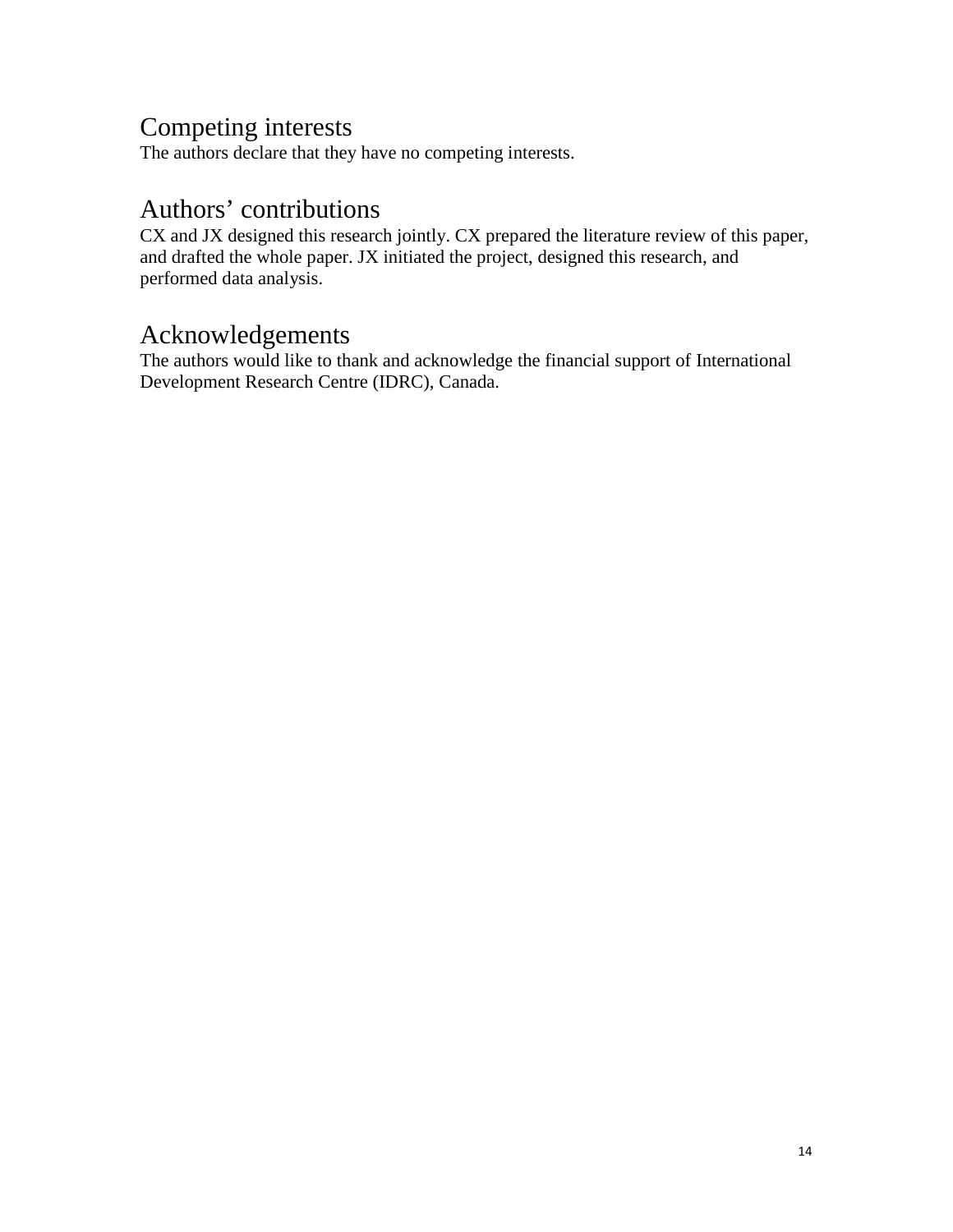## Competing interests

The authors declare that they have no competing interests.

## Authors' contributions

CX and JX designed this research jointly. CX prepared the literature review of this paper, and drafted the whole paper. JX initiated the project, designed this research, and performed data analysis.

## Acknowledgements

The authors would like to thank and acknowledge the financial support of International Development Research Centre (IDRC), Canada.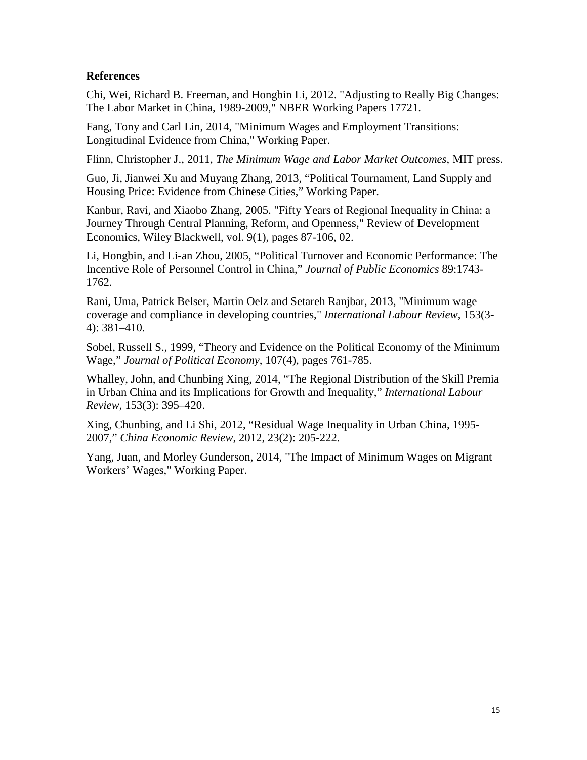## References

Chi, Wei, Richard B. Freeman, and Hongbin Li, 2012. "Adjusting to Really Big Changes: The Labor Market in China, 1989-2009," NBER Working Papers 17721.

Fang, Tony and Carl Lin, 2014, "Minimum Wages and Employment Transitions: Longitudinal Evidence from China," Working Paper.

Flinn, Christopher J., 2011, *The Minimum Wage and Labor Market Outcomes*, MIT press.

Guo, Ji, Jianwei Xu and Muyang Zhang, 2013, "Political Tournament, Land Supply and Housing Price: Evidence from Chinese Cities," Working Paper.

Kanbur, Ravi, and Xiaobo Zhang, 2005. "Fifty Years of Regional Inequality in China: a Journey Through Central Planning, Reform, and Openness," Review of Development Economics, Wiley Blackwell, vol. 9(1), pages 87-106, 02.

Li, Hongbin, and Li-an Zhou, 2005, "Political Turnover and Economic Performance: The Incentive Role of Personnel Control in China," *Journal of Public Economics* 89:1743-1762.

Rani, Uma, Patrick Belser, Martin Oelz and Setareh Ranjbar, 2013, "Minimum wage coverage and compliance in developing countries," *International Labour Review*, 153(3-4): 381–410.

Sobel, Russell S., 1999, "Theory and Evidence on the Political Economy of the Minimum Wage," *Journal of Political Economy*, 107(4), pages 761-785.

Whalley, John, and Chunbing Xing, 2014, "The Regional Distribution of the Skill Premia in Urban China and its Implications for Growth and Inequality," *International Labour Review*, 153(3): 395–420.

Xing, Chunbing, and Li Shi, 2012, "Residual Wage Inequality in Urban China, 1995-2007," *China Economic Review*, 2012, 23(2): 205-222.

Yang, Juan, and Morley Gunderson, 2014, "The Impact of Minimum Wages on Migrant Workers' Wages," Working Paper.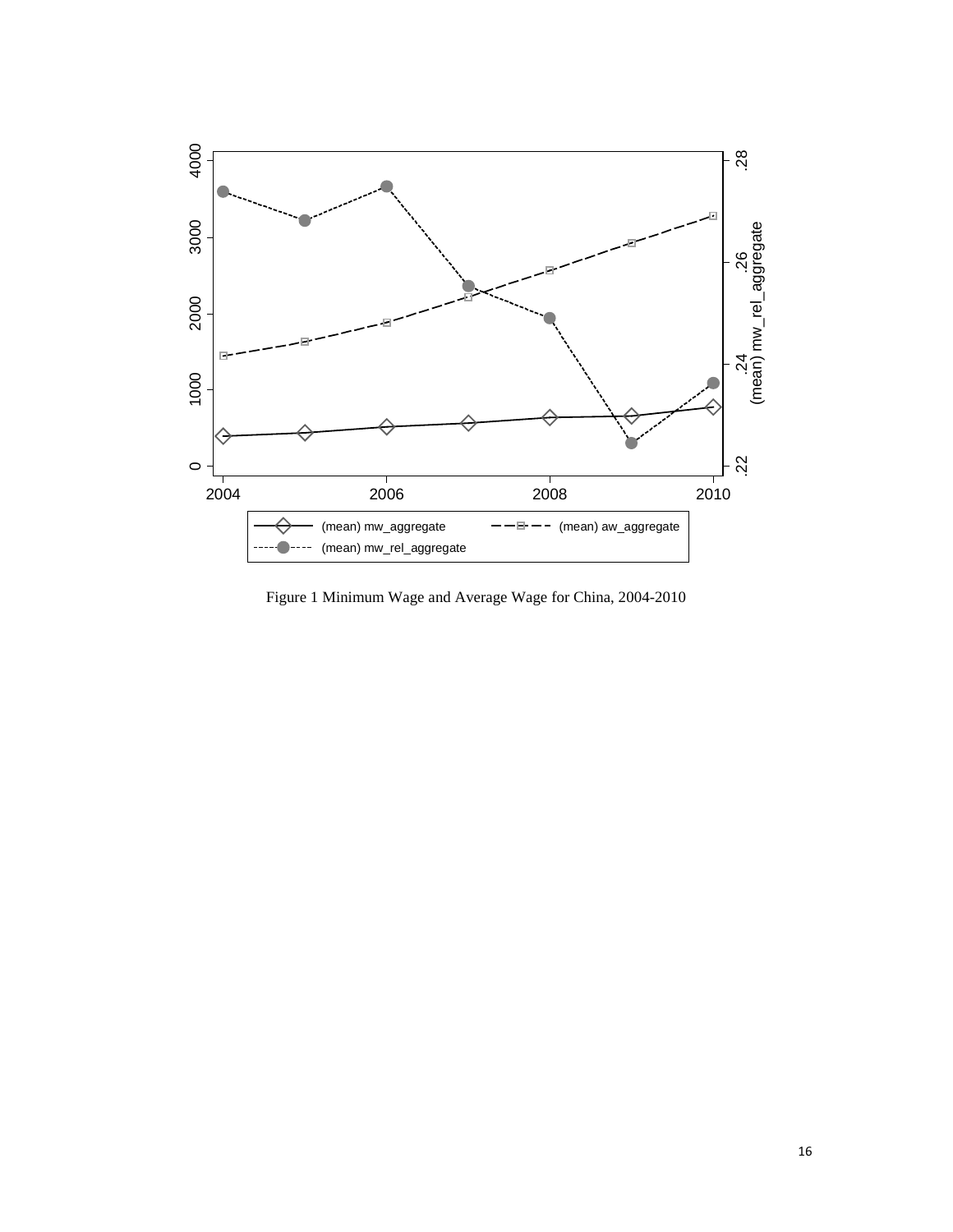Figure 1 Minimum Wage and Average Wage for China, 2004-2010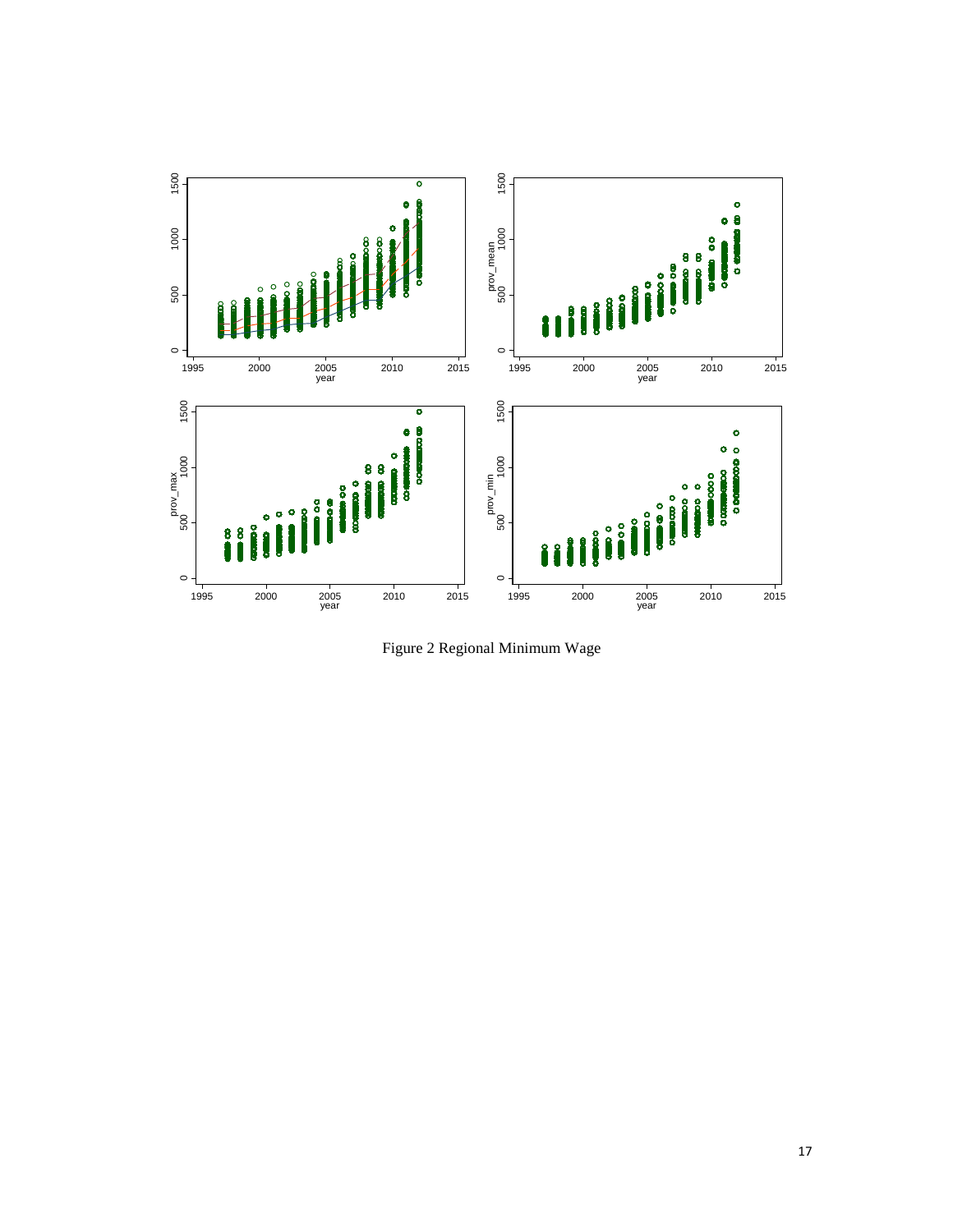Figure 2 Regional Minimum Wage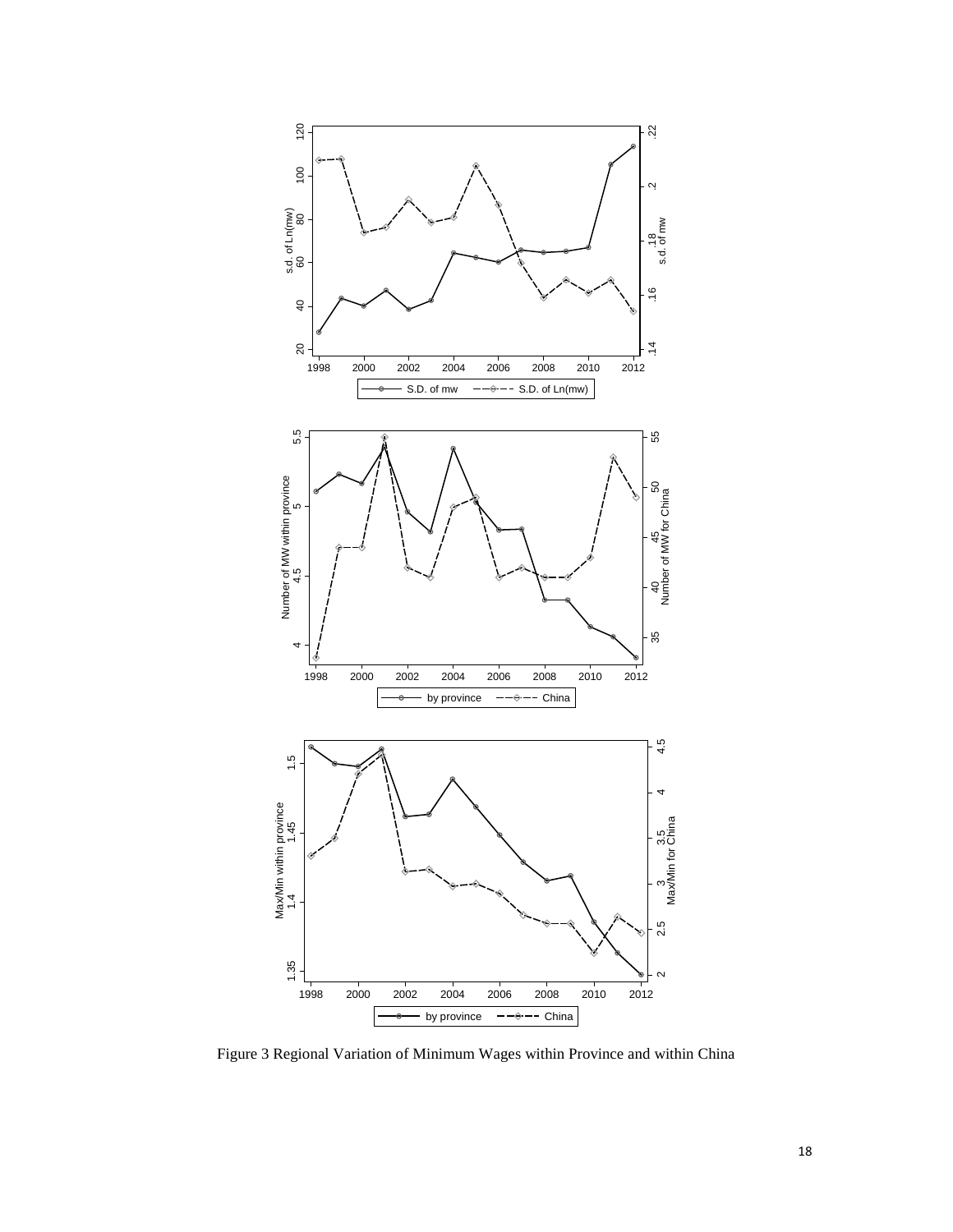Figure 3 Regional Variation of Minimum Wages within Province and within China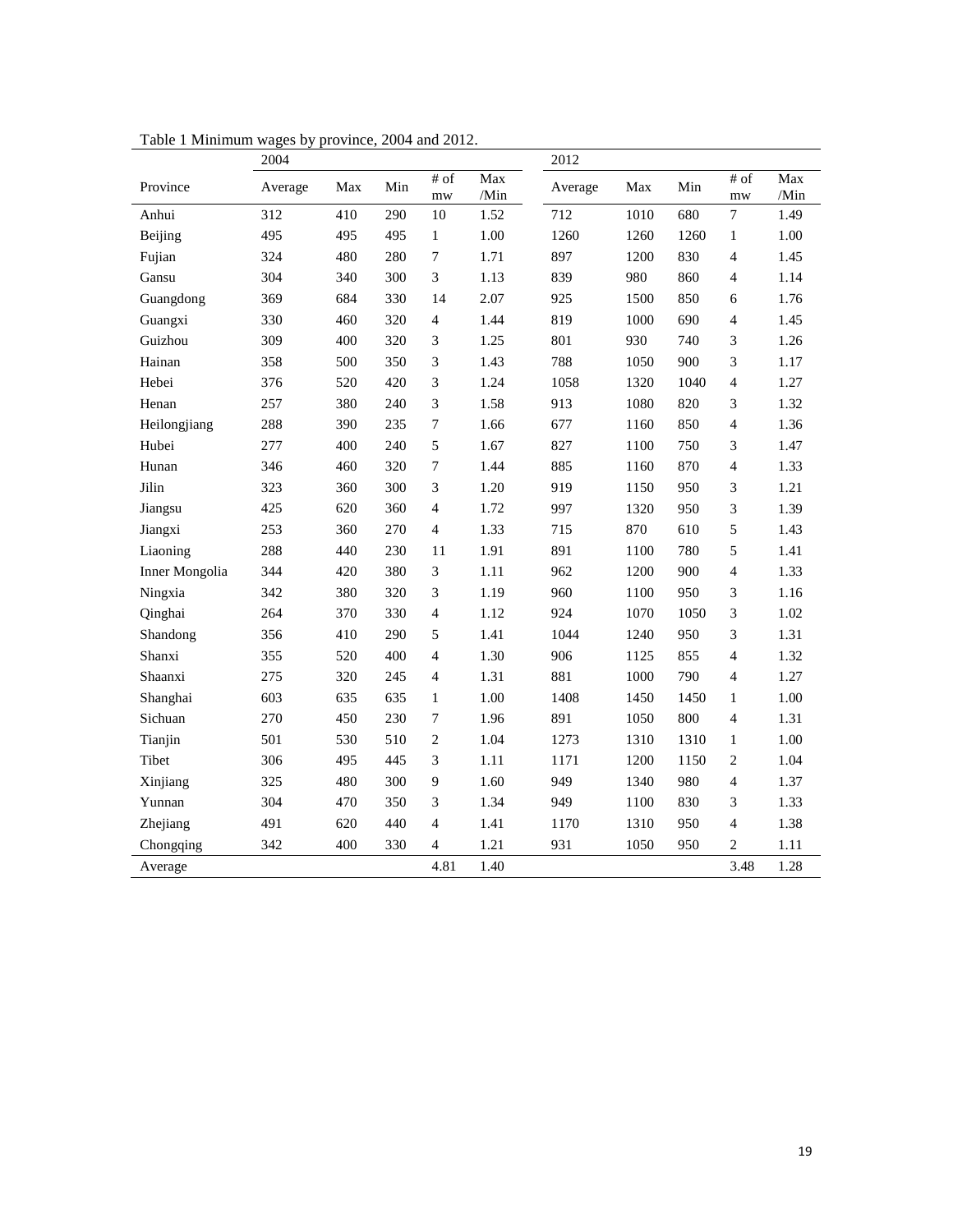Table 1 Minimum wages by province, 2004 and 2012.

| | 2004 | | | | | 2012 | | | | |
|---|---|---|---|---|---|---|---|---|---|---|
| Province | Average | Max | Min | # of mw | Max /Min | Average | Max | Min | # of mw | Max /Min |
| Anhui | 312 | 410 | 290 | 10 | 1.52 | 712 | 1010 | 680 | 7 | 1.49 |
| Beijing | 495 | 495 | 495 | 1 | 1.00 | 1260 | 1260 | 1260 | 1 | 1.00 |
| Fujian | 324 | 480 | 280 | 7 | 1.71 | 897 | 1200 | 830 | 4 | 1.45 |
| Gansu | 304 | 340 | 300 | 3 | 1.13 | 839 | 980 | 860 | 4 | 1.14 |
| Guangdong | 369 | 684 | 330 | 14 | 2.07 | 925 | 1500 | 850 | 6 | 1.76 |
| Guangxi | 330 | 460 | 320 | 4 | 1.44 | 819 | 1000 | 690 | 4 | 1.45 |
| Guizhou | 309 | 400 | 320 | 3 | 1.25 | 801 | 930 | 740 | 3 | 1.26 |
| Hainan | 358 | 500 | 350 | 3 | 1.43 | 788 | 1050 | 900 | 3 | 1.17 |
| Hebei | 376 | 520 | 420 | 3 | 1.24 | 1058 | 1320 | 1040 | 4 | 1.27 |
| Henan | 257 | 380 | 240 | 3 | 1.58 | 913 | 1080 | 820 | 3 | 1.32 |
| Heilongjiang | 288 | 390 | 235 | 7 | 1.66 | 677 | 1160 | 850 | 4 | 1.36 |
| Hubei | 277 | 400 | 240 | 5 | 1.67 | 827 | 1100 | 750 | 3 | 1.47 |
| Hunan | 346 | 460 | 320 | 7 | 1.44 | 885 | 1160 | 870 | 4 | 1.33 |
| Jilin | 323 | 360 | 300 | 3 | 1.20 | 919 | 1150 | 950 | 3 | 1.21 |
| Jiangsu | 425 | 620 | 360 | 4 | 1.72 | 997 | 1320 | 950 | 3 | 1.39 |
| Jiangxi | 253 | 360 | 270 | 4 | 1.33 | 715 | 870 | 610 | 5 | 1.43 |
| Liaoning | 288 | 440 | 230 | 11 | 1.91 | 891 | 1100 | 780 | 5 | 1.41 |
| Inner Mongolia | 344 | 420 | 380 | 3 | 1.11 | 962 | 1200 | 900 | 4 | 1.33 |
| Ningxia | 342 | 380 | 320 | 3 | 1.19 | 960 | 1100 | 950 | 3 | 1.16 |
| Qinghai | 264 | 370 | 330 | 4 | 1.12 | 924 | 1070 | 1050 | 3 | 1.02 |
| Shandong | 356 | 410 | 290 | 5 | 1.41 | 1044 | 1240 | 950 | 3 | 1.31 |
| Shanxi | 355 | 520 | 400 | 4 | 1.30 | 906 | 1125 | 855 | 4 | 1.32 |
| Shaanxi | 275 | 320 | 245 | 4 | 1.31 | 881 | 1000 | 790 | 4 | 1.27 |
| Shanghai | 603 | 635 | 635 | 1 | 1.00 | 1408 | 1450 | 1450 | 1 | 1.00 |
| Sichuan | 270 | 450 | 230 | 7 | 1.96 | 891 | 1050 | 800 | 4 | 1.31 |
| Tianjin | 501 | 530 | 510 | 2 | 1.04 | 1273 | 1310 | 1310 | 1 | 1.00 |
| Tibet | 306 | 495 | 445 | 3 | 1.11 | 1171 | 1200 | 1150 | 2 | 1.04 |
| Xinjiang | 325 | 480 | 300 | 9 | 1.60 | 949 | 1340 | 980 | 4 | 1.37 |
| Yunnan | 304 | 470 | 350 | 3 | 1.34 | 949 | 1100 | 830 | 3 | 1.33 |
| Zhejiang | 491 | 620 | 440 | 4 | 1.41 | 1170 | 1310 | 950 | 4 | 1.38 |
| Chongqing | 342 | 400 | 330 | 4 | 1.21 | 931 | 1050 | 950 | 2 | 1.11 |
| Average | | | | 4.81 | 1.40 | | | | 3.48 | 1.28 |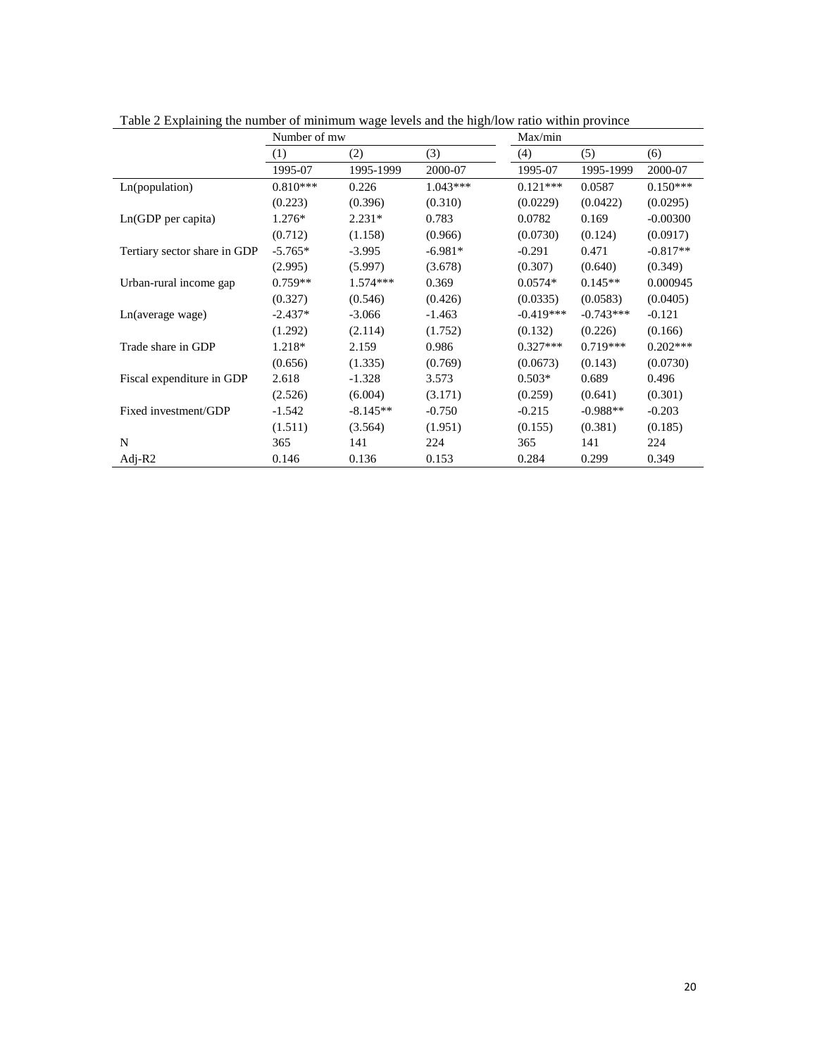Table 2 Explaining the number of minimum wage levels and the high/low ratio within province

| | Number of mw | | | Max/min | | |
|---|---|---|---|---|---|---|
| | (1) | (2) | (3) | (4) | (5) | (6) |
| | 1995-07 | 1995-1999 | 2000-07 | 1995-07 | 1995-1999 | 2000-07 |
| Ln(population) | 0.810*** | 0.226 | 1.043*** | 0.121*** | 0.0587 | 0.150*** |
| | (0.223) | (0.396) | (0.310) | (0.0229) | (0.0422) | (0.0295) |
| Ln(GDP per capita) | 1.276* | 2.231* | 0.783 | 0.0782 | 0.169 | -0.00300 |
| | (0.712) | (1.158) | (0.966) | (0.0730) | (0.124) | (0.0917) |
| Tertiary sector share in GDP | -5.765* | -3.995 | -6.981* | -0.291 | 0.471 | -0.817** |
| | (2.995) | (5.997) | (3.678) | (0.307) | (0.640) | (0.349) |
| Urban-rural income gap | 0.759** | 1.574*** | 0.369 | 0.0574* | 0.145** | 0.000945 |
| | (0.327) | (0.546) | (0.426) | (0.0335) | (0.0583) | (0.0405) |
| Ln(average wage) | -2.437* | -3.066 | -1.463 | -0.419*** | -0.743*** | -0.121 |
| | (1.292) | (2.114) | (1.752) | (0.132) | (0.226) | (0.166) |
| Trade share in GDP | 1.218* | 2.159 | 0.986 | 0.327*** | 0.719*** | 0.202*** |
| | (0.656) | (1.335) | (0.769) | (0.0673) | (0.143) | (0.0730) |
| Fiscal expenditure in GDP | 2.618 | -1.328 | 3.573 | 0.503* | 0.689 | 0.496 |
| | (2.526) | (6.004) | (3.171) | (0.259) | (0.641) | (0.301) |
| Fixed investment/GDP | -1.542 | -8.145** | -0.750 | -0.215 | -0.988** | -0.203 |
| | (1.511) | (3.564) | (1.951) | (0.155) | (0.381) | (0.185) |
| N | 365 | 141 | 224 | 365 | 141 | 224 |
| Adj-R2 | 0.146 | 0.136 | 0.153 | 0.284 | 0.299 | 0.349 |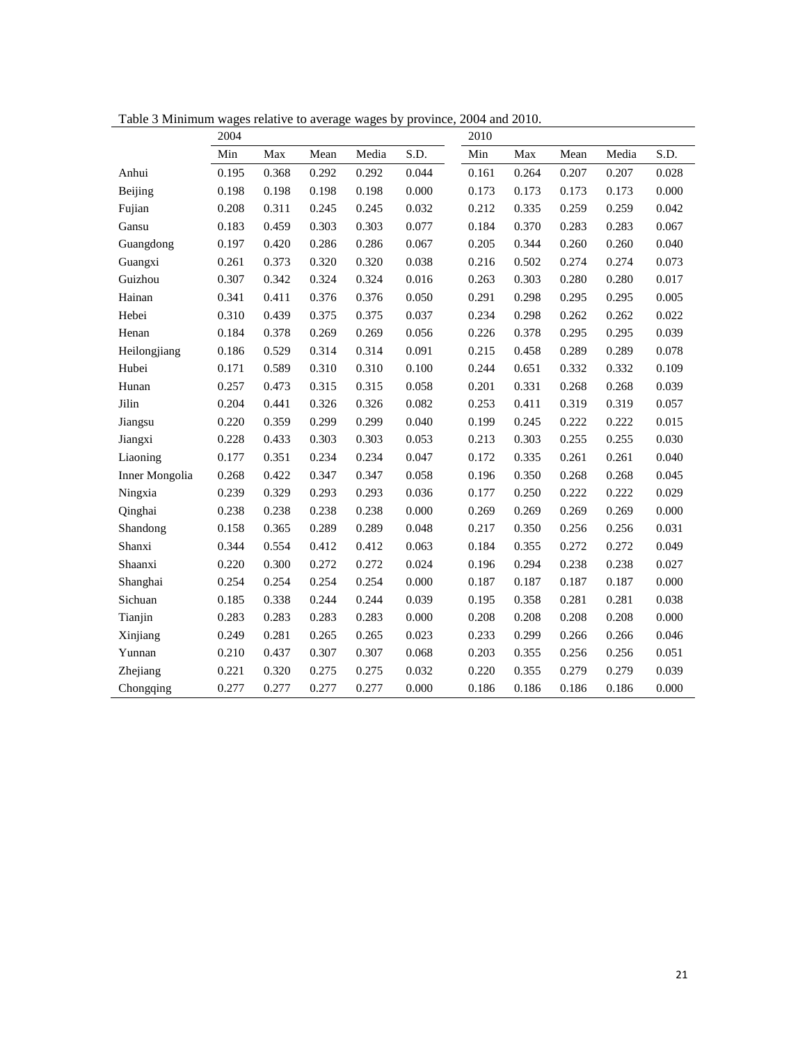Table 3 Minimum wages relative to average wages by province, 2004 and 2010.

| | 2004 | | | | | 2010 | | | | |
|---|---|---|---|---|---|---|---|---|---|---|
| | Min | Max | Mean | Media | S.D. | Min | Max | Mean | Media | S.D. |
| Anhui | 0.195 | 0.368 | 0.292 | 0.292 | 0.044 | 0.161 | 0.264 | 0.207 | 0.207 | 0.028 |
| Beijing | 0.198 | 0.198 | 0.198 | 0.198 | 0.000 | 0.173 | 0.173 | 0.173 | 0.173 | 0.000 |
| Fujian | 0.208 | 0.311 | 0.245 | 0.245 | 0.032 | 0.212 | 0.335 | 0.259 | 0.259 | 0.042 |
| Gansu | 0.183 | 0.459 | 0.303 | 0.303 | 0.077 | 0.184 | 0.370 | 0.283 | 0.283 | 0.067 |
| Guangdong | 0.197 | 0.420 | 0.286 | 0.286 | 0.067 | 0.205 | 0.344 | 0.260 | 0.260 | 0.040 |
| Guangxi | 0.261 | 0.373 | 0.320 | 0.320 | 0.038 | 0.216 | 0.502 | 0.274 | 0.274 | 0.073 |
| Guizhou | 0.307 | 0.342 | 0.324 | 0.324 | 0.016 | 0.263 | 0.303 | 0.280 | 0.280 | 0.017 |
| Hainan | 0.341 | 0.411 | 0.376 | 0.376 | 0.050 | 0.291 | 0.298 | 0.295 | 0.295 | 0.005 |
| Hebei | 0.310 | 0.439 | 0.375 | 0.375 | 0.037 | 0.234 | 0.298 | 0.262 | 0.262 | 0.022 |
| Henan | 0.184 | 0.378 | 0.269 | 0.269 | 0.056 | 0.226 | 0.378 | 0.295 | 0.295 | 0.039 |
| Heilongjiang | 0.186 | 0.529 | 0.314 | 0.314 | 0.091 | 0.215 | 0.458 | 0.289 | 0.289 | 0.078 |
| Hubei | 0.171 | 0.589 | 0.310 | 0.310 | 0.100 | 0.244 | 0.651 | 0.332 | 0.332 | 0.109 |
| Hunan | 0.257 | 0.473 | 0.315 | 0.315 | 0.058 | 0.201 | 0.331 | 0.268 | 0.268 | 0.039 |
| Jilin | 0.204 | 0.441 | 0.326 | 0.326 | 0.082 | 0.253 | 0.411 | 0.319 | 0.319 | 0.057 |
| Jiangsu | 0.220 | 0.359 | 0.299 | 0.299 | 0.040 | 0.199 | 0.245 | 0.222 | 0.222 | 0.015 |
| Jiangxi | 0.228 | 0.433 | 0.303 | 0.303 | 0.053 | 0.213 | 0.303 | 0.255 | 0.255 | 0.030 |
| Liaoning | 0.177 | 0.351 | 0.234 | 0.234 | 0.047 | 0.172 | 0.335 | 0.261 | 0.261 | 0.040 |
| Inner Mongolia | 0.268 | 0.422 | 0.347 | 0.347 | 0.058 | 0.196 | 0.350 | 0.268 | 0.268 | 0.045 |
| Ningxia | 0.239 | 0.329 | 0.293 | 0.293 | 0.036 | 0.177 | 0.250 | 0.222 | 0.222 | 0.029 |
| Qinghai | 0.238 | 0.238 | 0.238 | 0.238 | 0.000 | 0.269 | 0.269 | 0.269 | 0.269 | 0.000 |
| Shandong | 0.158 | 0.365 | 0.289 | 0.289 | 0.048 | 0.217 | 0.350 | 0.256 | 0.256 | 0.031 |
| Shanxi | 0.344 | 0.554 | 0.412 | 0.412 | 0.063 | 0.184 | 0.355 | 0.272 | 0.272 | 0.049 |
| Shaanxi | 0.220 | 0.300 | 0.272 | 0.272 | 0.024 | 0.196 | 0.294 | 0.238 | 0.238 | 0.027 |
| Shanghai | 0.254 | 0.254 | 0.254 | 0.254 | 0.000 | 0.187 | 0.187 | 0.187 | 0.187 | 0.000 |
| Sichuan | 0.185 | 0.338 | 0.244 | 0.244 | 0.039 | 0.195 | 0.358 | 0.281 | 0.281 | 0.038 |
| Tianjin | 0.283 | 0.283 | 0.283 | 0.283 | 0.000 | 0.208 | 0.208 | 0.208 | 0.208 | 0.000 |
| Xinjiang | 0.249 | 0.281 | 0.265 | 0.265 | 0.023 | 0.233 | 0.299 | 0.266 | 0.266 | 0.046 |
| Yunnan | 0.210 | 0.437 | 0.307 | 0.307 | 0.068 | 0.203 | 0.355 | 0.256 | 0.256 | 0.051 |
| Zhejiang | 0.221 | 0.320 | 0.275 | 0.275 | 0.032 | 0.220 | 0.355 | 0.279 | 0.279 | 0.039 |
| Chongqing | 0.277 | 0.277 | 0.277 | 0.277 | 0.000 | 0.186 | 0.186 | 0.186 | 0.186 | 0.000 |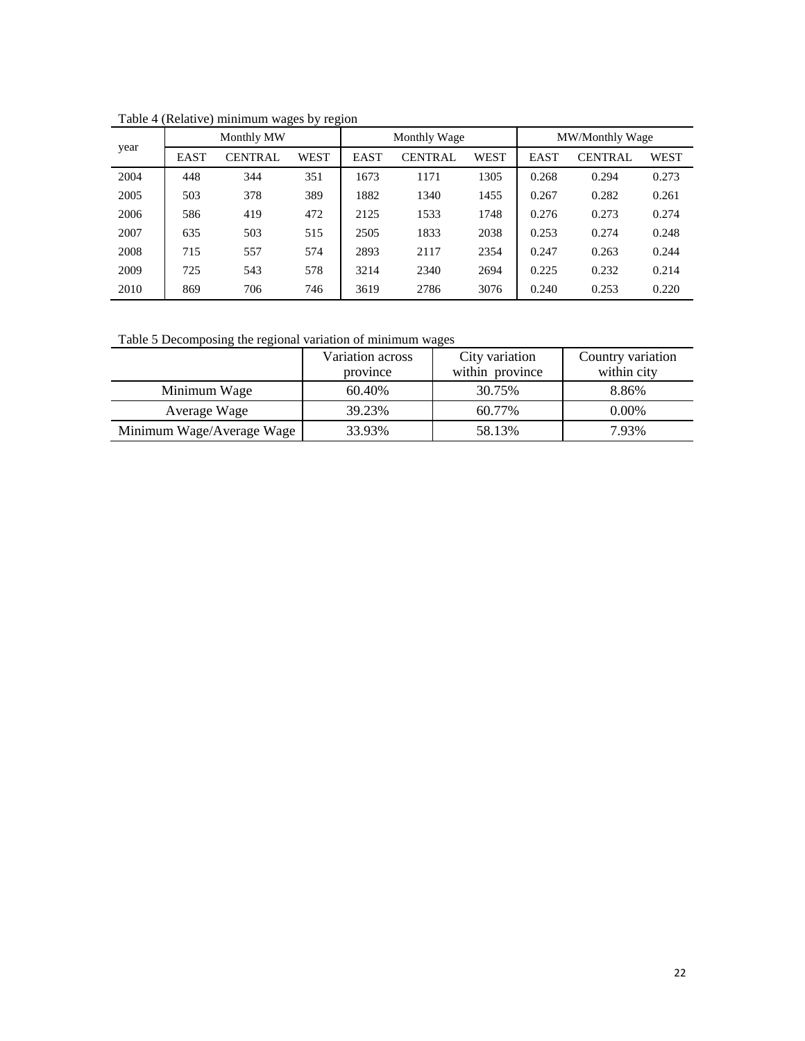Table 4 (Relative) minimum wages by region

| year | Monthly MW | | | Monthly Wage | | | MW/Monthly Wage | | |
|---|---|---|---|---|---|---|---|---|---|
| | EAST | CENTRAL | WEST | EAST | CENTRAL | WEST | EAST | CENTRAL | WEST |
| 2004 | 448 | 344 | 351 | 1673 | 1171 | 1305 | 0.268 | 0.294 | 0.273 |
| 2005 | 503 | 378 | 389 | 1882 | 1340 | 1455 | 0.267 | 0.282 | 0.261 |
| 2006 | 586 | 419 | 472 | 2125 | 1533 | 1748 | 0.276 | 0.273 | 0.274 |
| 2007 | 635 | 503 | 515 | 2505 | 1833 | 2038 | 0.253 | 0.274 | 0.248 |
| 2008 | 715 | 557 | 574 | 2893 | 2117 | 2354 | 0.247 | 0.263 | 0.244 |
| 2009 | 725 | 543 | 578 | 3214 | 2340 | 2694 | 0.225 | 0.232 | 0.214 |
| 2010 | 869 | 706 | 746 | 3619 | 2786 | 3076 | 0.240 | 0.253 | 0.220 |

Table 5 Decomposing the regional variation of minimum wages

| | Variation across province | City variation within province | Country variation within city |
|---|---|---|---|
| Minimum Wage | 60.40% | 30.75% | 8.86% |
| Average Wage | 39.23% | 60.77% | 0.00% |
| Minimum Wage/Average Wage | 33.93% | 58.13% | 7.93% |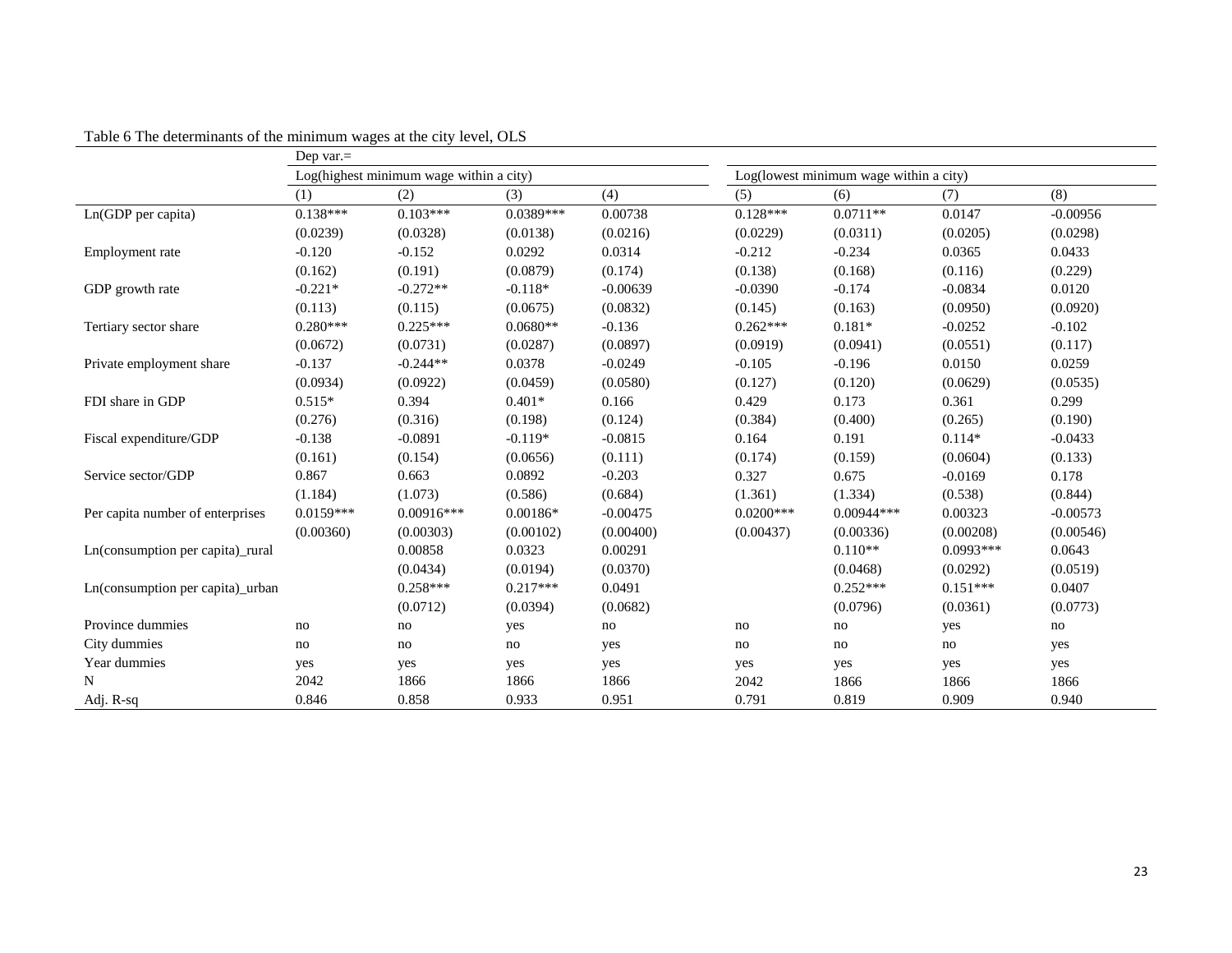Table 6 The determinants of the minimum wages at the city level, OLS

| | Dep var.= | | | | | | | |
|---|---|---|---|---|---|---|---|---|
| | Log(highest minimum wage within a city) | | | | Log(lowest minimum wage within a city) | | | |
| | (1) | (2) | (3) | (4) | (5) | (6) | (7) | (8) |
| Ln(GDP per capita) | 0.138*** | 0.103*** | 0.0389*** | 0.00738 | 0.128*** | 0.0711** | 0.0147 | -0.00956 |
| | (0.0239) | (0.0328) | (0.0138) | (0.0216) | (0.0229) | (0.0311) | (0.0205) | (0.0298) |
| Employment rate | -0.120 | -0.152 | 0.0292 | 0.0314 | -0.212 | -0.234 | 0.0365 | 0.0433 |
| | (0.162) | (0.191) | (0.0879) | (0.174) | (0.138) | (0.168) | (0.116) | (0.229) |
| GDP growth rate | -0.221* | -0.272** | -0.118* | -0.00639 | -0.0390 | -0.174 | -0.0834 | 0.0120 |
| | (0.113) | (0.115) | (0.0675) | (0.0832) | (0.145) | (0.163) | (0.0950) | (0.0920) |
| Tertiary sector share | 0.280*** | 0.225*** | 0.0680** | -0.136 | 0.262*** | 0.181* | -0.0252 | -0.102 |
| | (0.0672) | (0.0731) | (0.0287) | (0.0897) | (0.0919) | (0.0941) | (0.0551) | (0.117) |
| Private employment share | -0.137 | -0.244** | 0.0378 | -0.0249 | -0.105 | -0.196 | 0.0150 | 0.0259 |
| | (0.0934) | (0.0922) | (0.0459) | (0.0580) | (0.127) | (0.120) | (0.0629) | (0.0535) |
| FDI share in GDP | 0.515* | 0.394 | 0.401* | 0.166 | 0.429 | 0.173 | 0.361 | 0.299 |
| | (0.276) | (0.316) | (0.198) | (0.124) | (0.384) | (0.400) | (0.265) | (0.190) |
| Fiscal expenditure/GDP | -0.138 | -0.0891 | -0.119* | -0.0815 | 0.164 | 0.191 | 0.114* | -0.0433 |
| | (0.161) | (0.154) | (0.0656) | (0.111) | (0.174) | (0.159) | (0.0604) | (0.133) |
| Service sector/GDP | 0.867 | 0.663 | 0.0892 | -0.203 | 0.327 | 0.675 | -0.0169 | 0.178 |
| | (1.184) | (1.073) | (0.586) | (0.684) | (1.361) | (1.334) | (0.538) | (0.844) |
| Per capita number of enterprises | 0.0159*** | 0.00916*** | 0.00186* | -0.00475 | 0.0200*** | 0.00944*** | 0.00323 | -0.00573 |
| | (0.00360) | (0.00303) | (0.00102) | (0.00400) | (0.00437) | (0.00336) | (0.00208) | (0.00546) |
| Ln(consumption per capita)_rural | | 0.00858 | 0.0323 | 0.00291 | | 0.110** | 0.0993*** | 0.0643 |
| | | (0.0434) | (0.0194) | (0.0370) | | (0.0468) | (0.0292) | (0.0519) |
| Ln(consumption per capita)_urban | | 0.258*** | 0.217*** | 0.0491 | | 0.252*** | 0.151*** | 0.0407 |
| | | (0.0712) | (0.0394) | (0.0682) | | (0.0796) | (0.0361) | (0.0773) |
| Province dummies | no | no | yes | no | no | no | yes | no |
| City dummies | no | no | no | yes | no | no | no | yes |
| Year dummies | yes | yes | yes | yes | yes | yes | yes | yes |
| N | 2042 | 1866 | 1866 | 1866 | 2042 | 1866 | 1866 | 1866 |
| Adj. R-sq | 0.846 | 0.858 | 0.933 | 0.951 | 0.791 | 0.819 | 0.909 | 0.940 |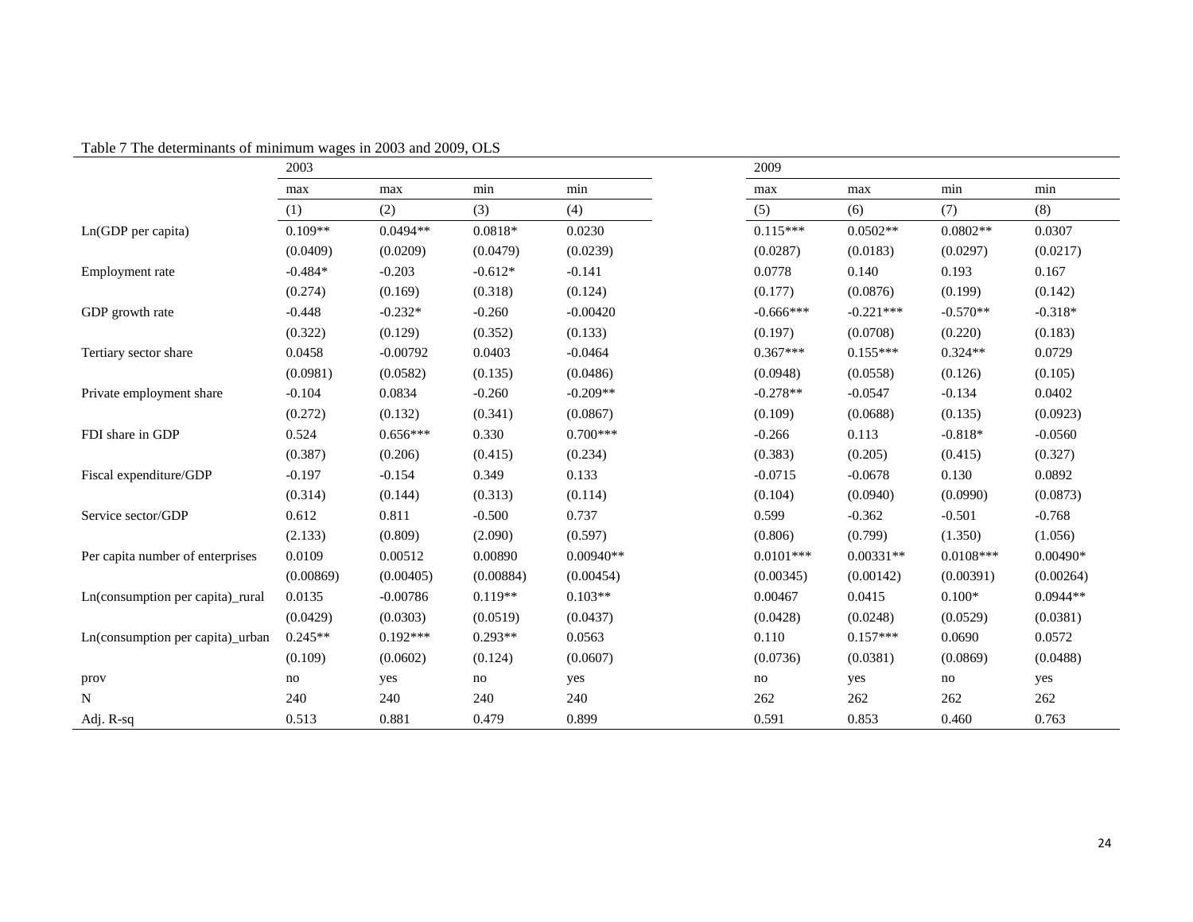Table 7 The determinants of minimum wages in 2003 and 2009, OLS

| | 2003 | | | | 2009 | | | |
|---|---|---|---|---|---|---|---|---|
| | max | max | min | min | max | max | min | min |
| | (1) | (2) | (3) | (4) | (5) | (6) | (7) | (8) |
| Ln(GDP per capita) | 0.109** | 0.0494** | 0.0818* | 0.0230 | 0.115*** | 0.0502** | 0.0802** | 0.0307 |
| | (0.0409) | (0.0209) | (0.0479) | (0.0239) | (0.0287) | (0.0183) | (0.0297) | (0.0217) |
| Employment rate | -0.484* | -0.203 | -0.612* | -0.141 | 0.0778 | 0.140 | 0.193 | 0.167 |
| | (0.274) | (0.169) | (0.318) | (0.124) | (0.177) | (0.0876) | (0.199) | (0.142) |
| GDP growth rate | -0.448 | -0.232* | -0.260 | -0.00420 | -0.666*** | -0.221*** | -0.570** | -0.318* |
| | (0.322) | (0.129) | (0.352) | (0.133) | (0.197) | (0.0708) | (0.220) | (0.183) |
| Tertiary sector share | 0.0458 | -0.00792 | 0.0403 | -0.0464 | 0.367*** | 0.155*** | 0.324** | 0.0729 |
| | (0.0981) | (0.0582) | (0.135) | (0.0486) | (0.0948) | (0.0558) | (0.126) | (0.105) |
| Private employment share | -0.104 | 0.0834 | -0.260 | -0.209** | -0.278** | -0.0547 | -0.134 | 0.0402 |
| | (0.272) | (0.132) | (0.341) | (0.0867) | (0.109) | (0.0688) | (0.135) | (0.0923) |
| FDI share in GDP | 0.524 | 0.656*** | 0.330 | 0.700*** | -0.266 | 0.113 | -0.818* | -0.0560 |
| | (0.387) | (0.206) | (0.415) | (0.234) | (0.383) | (0.205) | (0.415) | (0.327) |
| Fiscal expenditure/GDP | -0.197 | -0.154 | 0.349 | 0.133 | -0.0715 | -0.0678 | 0.130 | 0.0892 |
| | (0.314) | (0.144) | (0.313) | (0.114) | (0.104) | (0.0940) | (0.0990) | (0.0873) |
| Service sector/GDP | 0.612 | 0.811 | -0.500 | 0.737 | 0.599 | -0.362 | -0.501 | -0.768 |
| | (2.133) | (0.809) | (2.090) | (0.597) | (0.806) | (0.799) | (1.350) | (1.056) |
| Per capita number of enterprises | 0.0109 | 0.00512 | 0.00890 | 0.00940** | 0.0101*** | 0.00331** | 0.0108*** | 0.00490* |
| | (0.00869) | (0.00405) | (0.00884) | (0.00454) | (0.00345) | (0.00142) | (0.00391) | (0.00264) |
| Ln(consumption per capita)_rural | 0.0135 | -0.00786 | 0.119** | 0.103** | 0.00467 | 0.0415 | 0.100* | 0.0944** |
| | (0.0429) | (0.0303) | (0.0519) | (0.0437) | (0.0428) | (0.0248) | (0.0529) | (0.0381) |
| Ln(consumption per capita)_urban | 0.245** | 0.192*** | 0.293** | 0.0563 | 0.110 | 0.157*** | 0.0690 | 0.0572 |
| | (0.109) | (0.0602) | (0.124) | (0.0607) | (0.0736) | (0.0381) | (0.0869) | (0.0488) |
| prov | no | yes | no | yes | no | yes | no | yes |
| N | 240 | 240 | 240 | 240 | 262 | 262 | 262 | 262 |
| Adj. R-sq | 0.513 | 0.881 | 0.479 | 0.899 | 0.591 | 0.853 | 0.460 | 0.763 |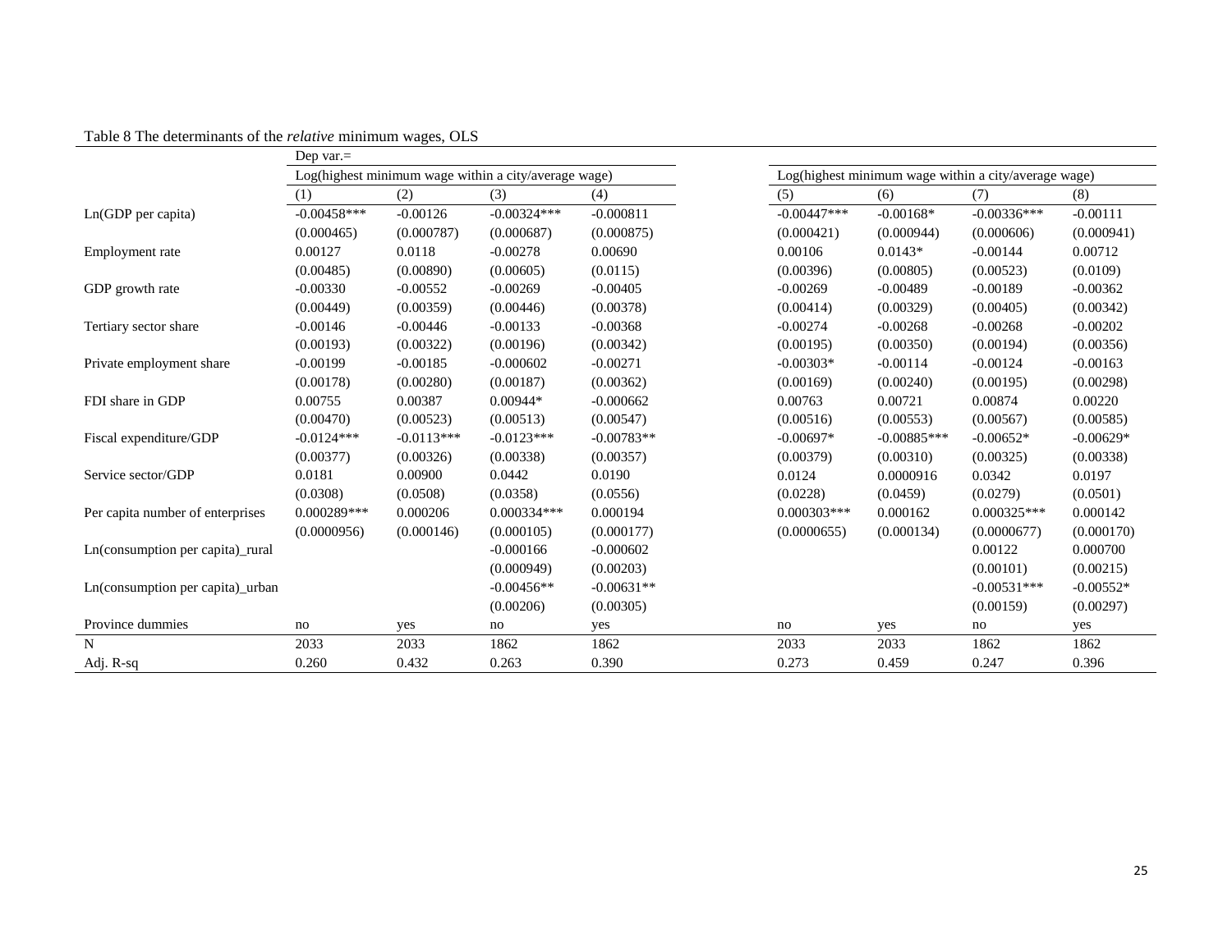Table 8 The determinants of the *relative* minimum wages, OLS

| | Dep var.= | | | | | | | |
|---|---|---|---|---|---|---|---|---|
| | Log(highest minimum wage within a city/average wage) | | | | Log(highest minimum wage within a city/average wage) | | | |
| | (1) | (2) | (3) | (4) | (5) | (6) | (7) | (8) |
| Ln(GDP per capita) | -0.00458*** | -0.00126 | -0.00324*** | -0.000811 | -0.00447*** | -0.00168* | -0.00336*** | -0.00111 |
| | (0.000465) | (0.000787) | (0.000687) | (0.000875) | (0.000421) | (0.000944) | (0.000606) | (0.000941) |
| Employment rate | 0.00127 | 0.0118 | -0.00278 | 0.00690 | 0.00106 | 0.0143* | -0.00144 | 0.00712 |
| | (0.00485) | (0.00890) | (0.00605) | (0.0115) | (0.00396) | (0.00805) | (0.00523) | (0.0109) |
| GDP growth rate | -0.00330 | -0.00552 | -0.00269 | -0.00405 | -0.00269 | -0.00489 | -0.00189 | -0.00362 |
| | (0.00449) | (0.00359) | (0.00446) | (0.00378) | (0.00414) | (0.00329) | (0.00405) | (0.00342) |
| Tertiary sector share | -0.00146 | -0.00446 | -0.00133 | -0.00368 | -0.00274 | -0.00268 | -0.00268 | -0.00202 |
| | (0.00193) | (0.00322) | (0.00196) | (0.00342) | (0.00195) | (0.00350) | (0.00194) | (0.00356) |
| Private employment share | -0.00199 | -0.00185 | -0.000602 | -0.00271 | -0.00303* | -0.00114 | -0.00124 | -0.00163 |
| | (0.00178) | (0.00280) | (0.00187) | (0.00362) | (0.00169) | (0.00240) | (0.00195) | (0.00298) |
| FDI share in GDP | 0.00755 | 0.00387 | 0.00944* | -0.000662 | 0.00763 | 0.00721 | 0.00874 | 0.00220 |
| | (0.00470) | (0.00523) | (0.00513) | (0.00547) | (0.00516) | (0.00553) | (0.00567) | (0.00585) |
| Fiscal expenditure/GDP | -0.0124*** | -0.0113*** | -0.0123*** | -0.00783** | -0.00697* | -0.00885*** | -0.00652* | -0.00629* |
| | (0.00377) | (0.00326) | (0.00338) | (0.00357) | (0.00379) | (0.00310) | (0.00325) | (0.00338) |
| Service sector/GDP | 0.0181 | 0.00900 | 0.0442 | 0.0190 | 0.0124 | 0.0000916 | 0.0342 | 0.0197 |
| | (0.0308) | (0.0508) | (0.0358) | (0.0556) | (0.0228) | (0.0459) | (0.0279) | (0.0501) |
| Per capita number of enterprises | 0.000289*** | 0.000206 | 0.000334*** | 0.000194 | 0.000303*** | 0.000162 | 0.000325*** | 0.000142 |
| | (0.0000956) | (0.000146) | (0.000105) | (0.000177) | (0.0000655) | (0.000134) | (0.0000677) | (0.000170) |
| Ln(consumption per capita)_rural | | | -0.000166 | -0.000602 | | | 0.00122 | 0.000700 |
| | | | (0.000949) | (0.00203) | | | (0.00101) | (0.00215) |
| Ln(consumption per capita)_urban | | | -0.00456** | -0.00631** | | | -0.00531*** | -0.00552* |
| | | | (0.00206) | (0.00305) | | | (0.00159) | (0.00297) |
| Province dummies | no | yes | no | yes | no | yes | no | yes |
| N | 2033 | 2033 | 1862 | 1862 | 2033 | 2033 | 1862 | 1862 |
| Adj. R-sq | 0.260 | 0.432 | 0.263 | 0.390 | 0.273 | 0.459 | 0.247 | 0.396 |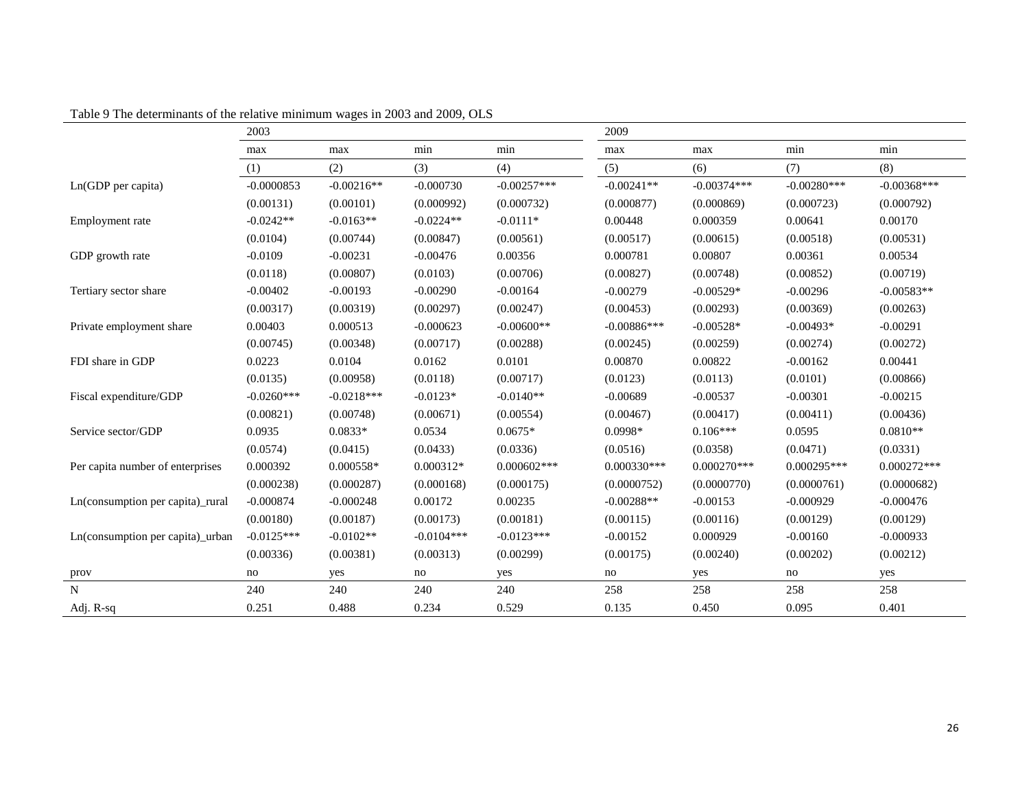Table 9 The determinants of the relative minimum wages in 2003 and 2009, OLS

| | 2003 | | | | 2009 | | | |
|---|---|---|---|---|---|---|---|---|
| | max | max | min | min | max | max | min | min |
| | (1) | (2) | (3) | (4) | (5) | (6) | (7) | (8) |
| Ln(GDP per capita) | -0.0000853 | -0.00216** | -0.000730 | -0.00257*** | -0.00241** | -0.00374*** | -0.00280*** | -0.00368*** |
| | (0.00131) | (0.00101) | (0.000992) | (0.000732) | (0.000877) | (0.000869) | (0.000723) | (0.000792) |
| Employment rate | -0.0242** | -0.0163** | -0.0224** | -0.0111* | 0.00448 | 0.000359 | 0.00641 | 0.00170 |
| | (0.0104) | (0.00744) | (0.00847) | (0.00561) | (0.00517) | (0.00615) | (0.00518) | (0.00531) |
| GDP growth rate | -0.0109 | -0.00231 | -0.00476 | 0.00356 | 0.000781 | 0.00807 | 0.00361 | 0.00534 |
| | (0.0118) | (0.00807) | (0.0103) | (0.00706) | (0.00827) | (0.00748) | (0.00852) | (0.00719) |
| Tertiary sector share | -0.00402 | -0.00193 | -0.00290 | -0.00164 | -0.00279 | -0.00529* | -0.00296 | -0.00583** |
| | (0.00317) | (0.00319) | (0.00297) | (0.00247) | (0.00453) | (0.00293) | (0.00369) | (0.00263) |
| Private employment share | 0.00403 | 0.000513 | -0.000623 | -0.00600** | -0.00886*** | -0.00528* | -0.00493* | -0.00291 |
| | (0.00745) | (0.00348) | (0.00717) | (0.00288) | (0.00245) | (0.00259) | (0.00274) | (0.00272) |
| FDI share in GDP | 0.0223 | 0.0104 | 0.0162 | 0.0101 | 0.00870 | 0.00822 | -0.00162 | 0.00441 |
| | (0.0135) | (0.00958) | (0.0118) | (0.00717) | (0.0123) | (0.0113) | (0.0101) | (0.00866) |
| Fiscal expenditure/GDP | -0.0260*** | -0.0218*** | -0.0123* | -0.0140** | -0.00689 | -0.00537 | -0.00301 | -0.00215 |
| | (0.00821) | (0.00748) | (0.00671) | (0.00554) | (0.00467) | (0.00417) | (0.00411) | (0.00436) |
| Service sector/GDP | 0.0935 | 0.0833* | 0.0534 | 0.0675* | 0.0998* | 0.106*** | 0.0595 | 0.0810** |
| | (0.0574) | (0.0415) | (0.0433) | (0.0336) | (0.0516) | (0.0358) | (0.0471) | (0.0331) |
| Per capita number of enterprises | 0.000392 | 0.000558* | 0.000312* | 0.000602*** | 0.000330*** | 0.000270*** | 0.000295*** | 0.000272*** |
| | (0.000238) | (0.000287) | (0.000168) | (0.000175) | (0.0000752) | (0.0000770) | (0.0000761) | (0.0000682) |
| Ln(consumption per capita)_rural | -0.000874 | -0.000248 | 0.00172 | 0.00235 | -0.00288** | -0.00153 | -0.000929 | -0.000476 |
| | (0.00180) | (0.00187) | (0.00173) | (0.00181) | (0.00115) | (0.00116) | (0.00129) | (0.00129) |
| Ln(consumption per capita)_urban | -0.0125*** | -0.0102** | -0.0104*** | -0.0123*** | -0.00152 | 0.000929 | -0.00160 | -0.000933 |
| | (0.00336) | (0.00381) | (0.00313) | (0.00299) | (0.00175) | (0.00240) | (0.00202) | (0.00212) |
| prov | no | yes | no | yes | no | yes | no | yes |
| N | 240 | 240 | 240 | 240 | 258 | 258 | 258 | 258 |
| Adj. R-sq | 0.251 | 0.488 | 0.234 | 0.529 | 0.135 | 0.450 | 0.095 | 0.401 |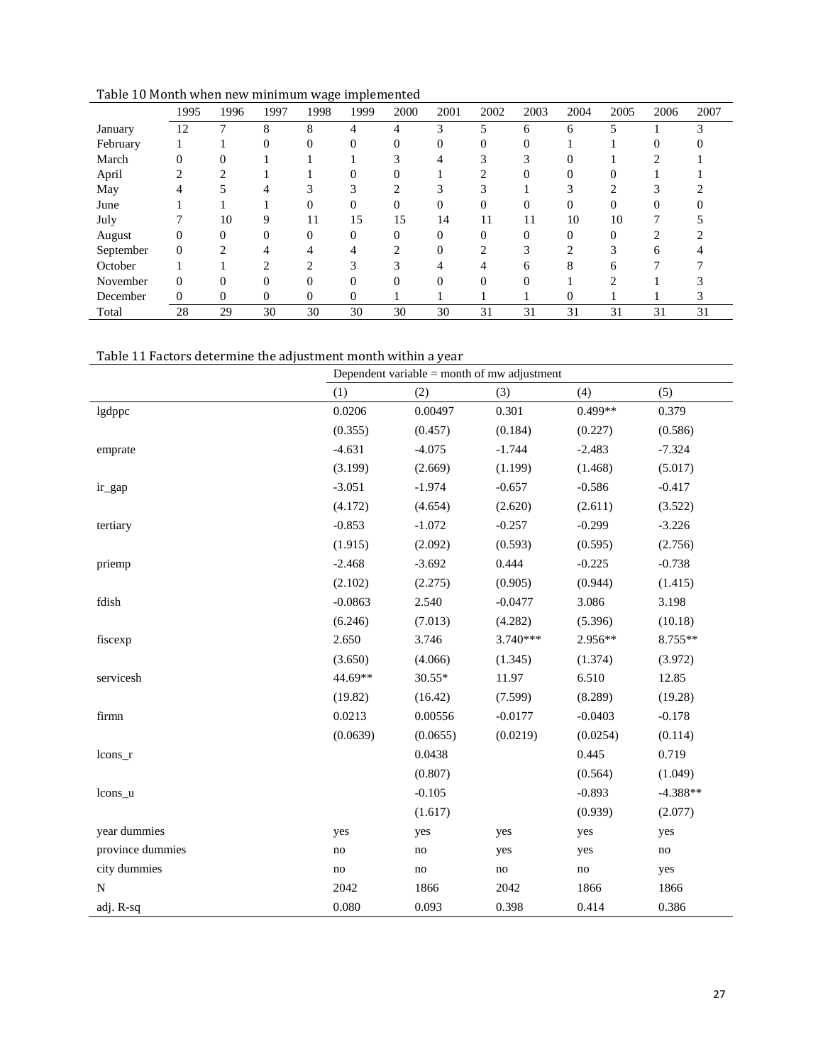Table 10 Month when new minimum wage implemented

| | 1995 | 1996 | 1997 | 1998 | 1999 | 2000 | 2001 | 2002 | 2003 | 2004 | 2005 | 2006 | 2007 |
|---|---|---|---|---|---|---|---|---|---|---|---|---|---|
| January | 12 | 7 | 8 | 8 | 4 | 4 | 3 | 5 | 6 | 6 | 5 | 1 | 3 |
| February | 1 | 1 | 0 | 0 | 0 | 0 | 0 | 0 | 0 | 1 | 1 | 0 | 0 |
| March | 0 | 0 | 1 | 1 | 1 | 3 | 4 | 3 | 3 | 0 | 1 | 2 | 1 |
| April | 2 | 2 | 1 | 1 | 0 | 0 | 1 | 2 | 0 | 0 | 0 | 1 | 1 |
| May | 4 | 5 | 4 | 3 | 3 | 2 | 3 | 3 | 1 | 3 | 2 | 3 | 2 |
| June | 1 | 1 | 1 | 0 | 0 | 0 | 0 | 0 | 0 | 0 | 0 | 0 | 0 |
| July | 7 | 10 | 9 | 11 | 15 | 15 | 14 | 11 | 11 | 10 | 10 | 7 | 5 |
| August | 0 | 0 | 0 | 0 | 0 | 0 | 0 | 0 | 0 | 0 | 0 | 2 | 2 |
| September | 0 | 2 | 4 | 4 | 4 | 2 | 0 | 2 | 3 | 2 | 3 | 6 | 4 |
| October | 1 | 1 | 2 | 2 | 3 | 3 | 4 | 4 | 6 | 8 | 6 | 7 | 7 |
| November | 0 | 0 | 0 | 0 | 0 | 0 | 0 | 0 | 0 | 1 | 2 | 1 | 3 |
| December | 0 | 0 | 0 | 0 | 0 | 1 | 1 | 1 | 1 | 0 | 1 | 1 | 3 |
| Total | 28 | 29 | 30 | 30 | 30 | 30 | 30 | 31 | 31 | 31 | 31 | 31 | 31 |

Table 11 Factors determine the adjustment month within a year

| | Dependent variable = month of mw adjustment | | | | |
|---|---|---|---|---|---|
| | (1) | (2) | (3) | (4) | (5) |
| lgdppc | 0.0206 | 0.00497 | 0.301 | 0.499** | 0.379 |
| | (0.355) | (0.457) | (0.184) | (0.227) | (0.586) |
| emprate | -4.631 | -4.075 | -1.744 | -2.483 | -7.324 |
| | (3.199) | (2.669) | (1.199) | (1.468) | (5.017) |
| ir_gap | -3.051 | -1.974 | -0.657 | -0.586 | -0.417 |
| | (4.172) | (4.654) | (2.620) | (2.611) | (3.522) |
| tertiary | -0.853 | -1.072 | -0.257 | -0.299 | -3.226 |
| | (1.915) | (2.092) | (0.593) | (0.595) | (2.756) |
| priemp | -2.468 | -3.692 | 0.444 | -0.225 | -0.738 |
| | (2.102) | (2.275) | (0.905) | (0.944) | (1.415) |
| fdish | -0.0863 | 2.540 | -0.0477 | 3.086 | 3.198 |
| | (6.246) | (7.013) | (4.282) | (5.396) | (10.18) |
| fiscexp | 2.650 | 3.746 | 3.740*** | 2.956** | 8.755** |
| | (3.650) | (4.066) | (1.345) | (1.374) | (3.972) |
| servicesh | 44.69** | 30.55* | 11.97 | 6.510 | 12.85 |
| | (19.82) | (16.42) | (7.599) | (8.289) | (19.28) |
| firmn | 0.0213 | 0.00556 | -0.0177 | -0.0403 | -0.178 |
| | (0.0639) | (0.0655) | (0.0219) | (0.0254) | (0.114) |
| lcons_r | | 0.0438 | | 0.445 | 0.719 |
| | | (0.807) | | (0.564) | (1.049) |
| lcons_u | | -0.105 | | -0.893 | -4.388** |
| | | (1.617) | | (0.939) | (2.077) |
| year dummies | yes | yes | yes | yes | yes |
| province dummies | no | no | yes | yes | no |
| city dummies | no | no | no | no | yes |
| N | 2042 | 1866 | 2042 | 1866 | 1866 |
| adj. R-sq | 0.080 | 0.093 | 0.398 | 0.414 | 0.386 |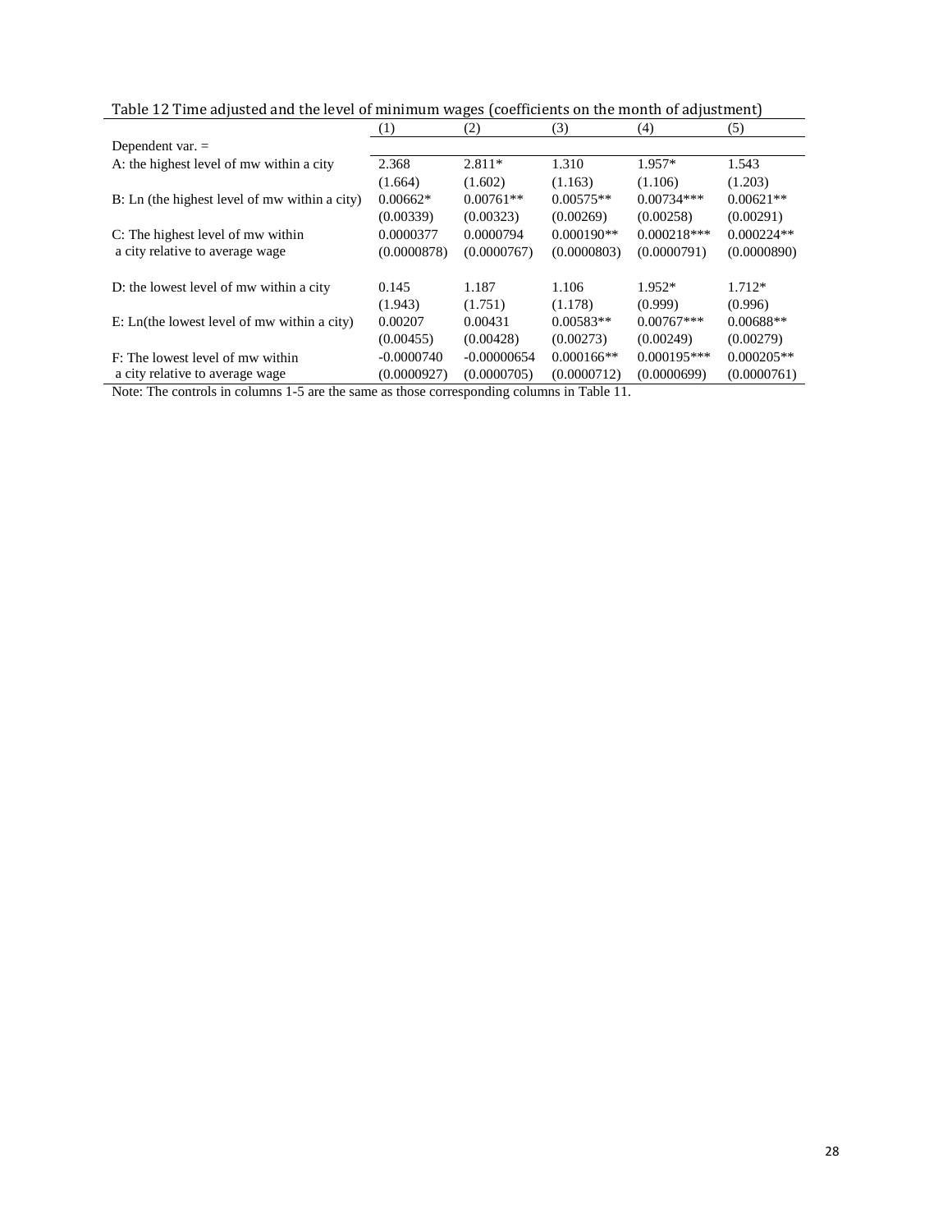Table 12 Time adjusted and the level of minimum wages (coefficients on the month of adjustment)

| | (1) | (2) | (3) | (4) | (5) |
|---|---|---|---|---|---|
| Dependent var. = | | | | | |
| A: the highest level of mw within a city | 2.368 | 2.811* | 1.310 | 1.957* | 1.543 |
| | (1.664) | (1.602) | (1.163) | (1.106) | (1.203) |
| B: Ln (the highest level of mw within a city) | 0.00662* | 0.00761** | 0.00575** | 0.00734*** | 0.00621** |
| | (0.00339) | (0.00323) | (0.00269) | (0.00258) | (0.00291) |
| C: The highest level of mw within a city relative to average wage | 0.0000377 | 0.0000794 | 0.000190** | 0.000218*** | 0.000224** |
| | (0.0000878) | (0.0000767) | (0.0000803) | (0.0000791) | (0.0000890) |
| D: the lowest level of mw within a city | 0.145 | 1.187 | 1.106 | 1.952* | 1.712* |
| | (1.943) | (1.751) | (1.178) | (0.999) | (0.996) |
| E: Ln(the lowest level of mw within a city) | 0.00207 | 0.00431 | 0.00583** | 0.00767*** | 0.00688** |
| | (0.00455) | (0.00428) | (0.00273) | (0.00249) | (0.00279) |
| F: The lowest level of mw within a city relative to average wage | -0.0000740 | -0.00000654 | 0.000166** | 0.000195*** | 0.000205** |
| | (0.0000927) | (0.0000705) | (0.0000712) | (0.0000699) | (0.0000761) |

Note: The controls in columns 1-5 are the same as those corresponding columns in Table 11.